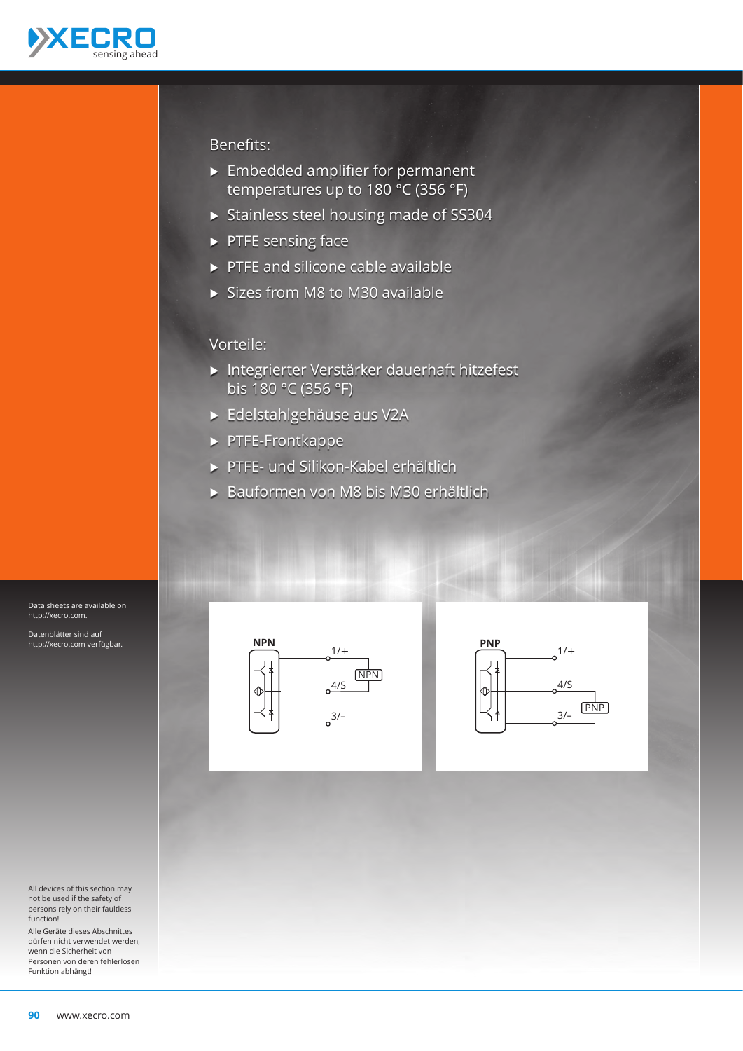## Benefits:

- Embedded amplifier for permanent temperatures up to 180 °C (356 °F)
- Stainless steel housing made of SS304
- PTFE sensing face
- PTFE and silicone cable available
- Sizes from M8 to M30 available

## Vorteile:

- Integrierter Verstärker dauerhaft hitzefest bis 180 °C (356 °F)
- Edelstahlgehäuse aus V2A
- PTFE-Frontkappe
- PTFE- und Silikon-Kabel erhältlich
- Bauformen von M8 bis M30 erhältlich

Data sheets are available on http://xecro.com.

Datenblätter sind auf http://xecro.com verfügbar.

**NPN**

1/+
4/S
3/–
NPN

**PNP**

1/+
4/S
3/–
PNP

All devices of this section may not be used if the safety of persons rely on their faultless function!

Alle Geräte dieses Abschnittes dürfen nicht verwendet werden, wenn die Sicherheit von Personen von deren fehlerlosen Funktion abhängt!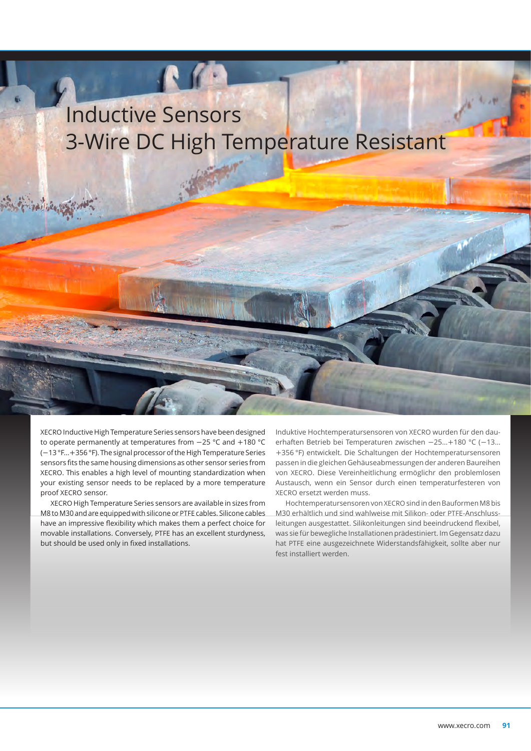# Inductive Sensors
# 3-Wire DC High Temperature Resistant

XECRO Inductive High Temperature Series sensors have been designed to operate permanently at temperatures from −25 °C and +180 °C (−13 °F...+356 °F). The signal processor of the High Temperature Series sensors fits the same housing dimensions as other sensor series from XECRO. This enables a high level of mounting standardization when your existing sensor needs to be replaced by a more temperature proof XECRO sensor.

XECRO High Temperature Series sensors are available in sizes from M8 to M30 and are equipped with silicone or PTFE cables. Silicone cables have an impressive flexibility which makes them a perfect choice for movable installations. Conversely, PTFE has an excellent sturdyness, but should be used only in fixed installations.

Induktive Hochtemperatursensoren von XECRO wurden für den dauerhaften Betrieb bei Temperaturen zwischen −25...+180 °C (−13...+356 °F) entwickelt. Die Schaltungen der Hochtemperatursensoren passen in die gleichen Gehäuseabmessungen der anderen Baureihen von XECRO. Diese Vereinheitlichung ermöglichr den problemlosen Austausch, wenn ein Sensor durch einen temperaturfesteren von XECRO ersetzt werden muss.

Hochtemperatursensoren von XECRO sind in den Bauformen M8 bis M30 erhältlich und sind wahlweise mit Silikon- oder PTFE-Anschlussleitungen ausgestattet. Silikonleitungen sind beeindruckend flexibel, was sie für bewegliche Installationen prädestiniert. Im Gegensatz dazu hat PTFE eine ausgezeichnete Widerstandsfähigkeit, sollte aber nur fest installiert werden.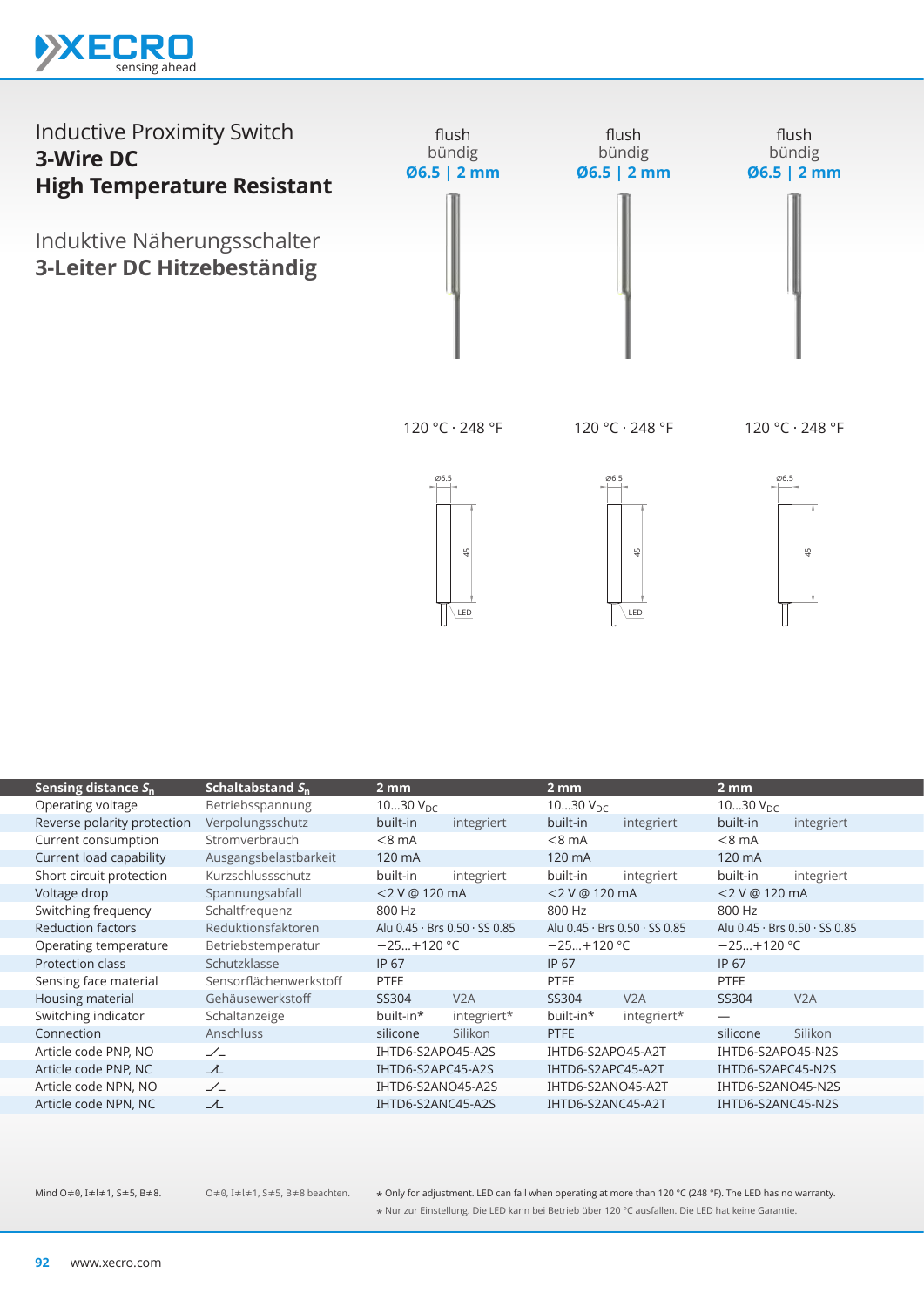# Inductive Proximity Switch
## 3-Wire DC
## High Temperature Resistant

# Induktive Näherungsschalter
## 3-Leiter DC Hitzebeständig

| flush / bündig | flush / bündig | flush / bündig |
|---|---|---|
| **Ø6.5 \| 2 mm** | **Ø6.5 \| 2 mm** | **Ø6.5 \| 2 mm** |
| 120 °C · 248 °F | 120 °C · 248 °F | 120 °C · 248 °F |

| Sensing distance $S_n$ | Schaltabstand $S_n$ | 2 mm | 2 mm | 2 mm |
|---|---|---|---|---|
| Operating voltage | Betriebsspannung | 10…30 $V_{DC}$ | 10…30 $V_{DC}$ | 10…30 $V_{DC}$ |
| Reverse polarity protection | Verpolungsschutz | built-in integriert | built-in integriert | built-in integriert |
| Current consumption | Stromverbrauch | <8 mA | <8 mA | <8 mA |
| Current load capability | Ausgangsbelastbarkeit | 120 mA | 120 mA | 120 mA |
| Short circuit protection | Kurzschlussschutz | built-in integriert | built-in integriert | built-in integriert |
| Voltage drop | Spannungsabfall | <2 V @ 120 mA | <2 V @ 120 mA | <2 V @ 120 mA |
| Switching frequency | Schaltfrequenz | 800 Hz | 800 Hz | 800 Hz |
| Reduction factors | Reduktionsfaktoren | Alu 0.45 · Brs 0.50 · SS 0.85 | Alu 0.45 · Brs 0.50 · SS 0.85 | Alu 0.45 · Brs 0.50 · SS 0.85 |
| Operating temperature | Betriebstemperatur | −25…+120 °C | −25…+120 °C | −25…+120 °C |
| Protection class | Schutzklasse | IP 67 | IP 67 | IP 67 |
| Sensing face material | Sensorflächenwerkstoff | PTFE | PTFE | PTFE |
| Housing material | Gehäusewerkstoff | SS304 V2A | SS304 V2A | SS304 V2A |
| Switching indicator | Schaltanzeige | built-in* integriert* | built-in* integriert* | — |
| Connection | Anschluss | silicone Silikon | PTFE | silicone Silikon |
| Article code PNP, NO | | IHTD6-S2APO45-A2S | IHTD6-S2APO45-A2T | IHTD6-S2APO45-N2S |
| Article code PNP, NC | | IHTD6-S2APC45-A2S | IHTD6-S2APC45-A2T | IHTD6-S2APC45-N2S |
| Article code NPN, NO | | IHTD6-S2ANO45-A2S | IHTD6-S2ANO45-A2T | IHTD6-S2ANO45-N2S |
| Article code NPN, NC | | IHTD6-S2ANC45-A2S | IHTD6-S2ANC45-A2T | IHTD6-S2ANC45-N2S |

Mind O≠0, I≠l≠1, S≠5, B≠8.

O≠0, I≠l≠1, S≠5, B≠8 beachten.

* Only for adjustment. LED can fail when operating at more than 120 °C (248 °F). The LED has no warranty.

* Nur zur Einstellung. Die LED kann bei Betrieb über 120 °C ausfallen. Die LED hat keine Garantie.

www.xecro.com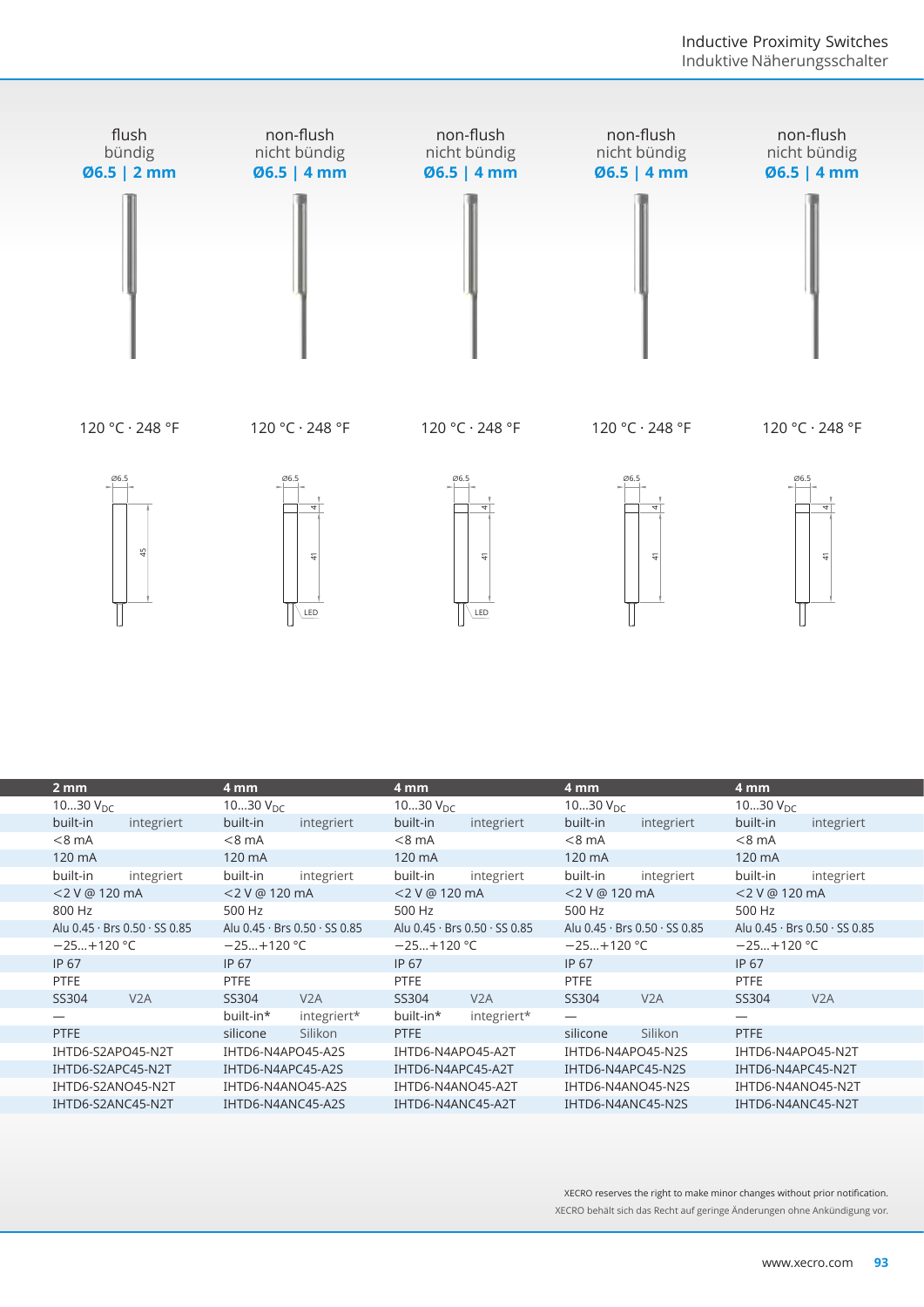| flush<br>bündig<br>**Ø6.5 \| 2 mm** | non-flush<br>nicht bündig<br>**Ø6.5 \| 4 mm** | non-flush<br>nicht bündig<br>**Ø6.5 \| 4 mm** | non-flush<br>nicht bündig<br>**Ø6.5 \| 4 mm** | non-flush<br>nicht bündig<br>**Ø6.5 \| 4 mm** |
|---|---|---|---|---|
| 120 °C · 248 °F | 120 °C · 248 °F | 120 °C · 248 °F | 120 °C · 248 °F | 120 °C · 248 °F |
| Ø6.5, 45 | Ø6.5, 4, 41, LED | Ø6.5, 4, 41, LED | Ø6.5, 4, 41 | Ø6.5, 4, 41 |

| **2 mm** | **4 mm** | **4 mm** | **4 mm** | **4 mm** |
|---|---|---|---|---|
| 10…30 $V_{DC}$ | 10…30 $V_{DC}$ | 10…30 $V_{DC}$ | 10…30 $V_{DC}$ | 10…30 $V_{DC}$ |
| built-in integriert | built-in integriert | built-in integriert | built-in integriert | built-in integriert |
| <8 mA | <8 mA | <8 mA | <8 mA | <8 mA |
| 120 mA | 120 mA | 120 mA | 120 mA | 120 mA |
| built-in integriert | built-in integriert | built-in integriert | built-in integriert | built-in integriert |
| <2 V @ 120 mA | <2 V @ 120 mA | <2 V @ 120 mA | <2 V @ 120 mA | <2 V @ 120 mA |
| 800 Hz | 500 Hz | 500 Hz | 500 Hz | 500 Hz |
| Alu 0.45 · Brs 0.50 · SS 0.85 | Alu 0.45 · Brs 0.50 · SS 0.85 | Alu 0.45 · Brs 0.50 · SS 0.85 | Alu 0.45 · Brs 0.50 · SS 0.85 | Alu 0.45 · Brs 0.50 · SS 0.85 |
| −25…+120 °C | −25…+120 °C | −25…+120 °C | −25…+120 °C | −25…+120 °C |
| IP 67 | IP 67 | IP 67 | IP 67 | IP 67 |
| PTFE | PTFE | PTFE | PTFE | PTFE |
| SS304 V2A | SS304 V2A | SS304 V2A | SS304 V2A | SS304 V2A |
| — | built-in* integriert* | built-in* integriert* | — | — |
| PTFE | silicone Silikon | PTFE | silicone Silikon | PTFE |
| IHTD6-S2APO45-N2T | IHTD6-N4APO45-A2S | IHTD6-N4APO45-A2T | IHTD6-N4APO45-N2S | IHTD6-N4APO45-N2T |
| IHTD6-S2APC45-N2T | IHTD6-N4APC45-A2S | IHTD6-N4APC45-A2T | IHTD6-N4APC45-N2S | IHTD6-N4APC45-N2T |
| IHTD6-S2ANO45-N2T | IHTD6-N4ANO45-A2S | IHTD6-N4ANO45-A2T | IHTD6-N4ANO45-N2S | IHTD6-N4ANO45-N2T |
| IHTD6-S2ANC45-N2T | IHTD6-N4ANC45-A2S | IHTD6-N4ANC45-A2T | IHTD6-N4ANC45-N2S | IHTD6-N4ANC45-N2T |

XECRO reserves the right to make minor changes without prior notification.
XECRO behält sich das Recht auf geringe Änderungen ohne Ankündigung vor.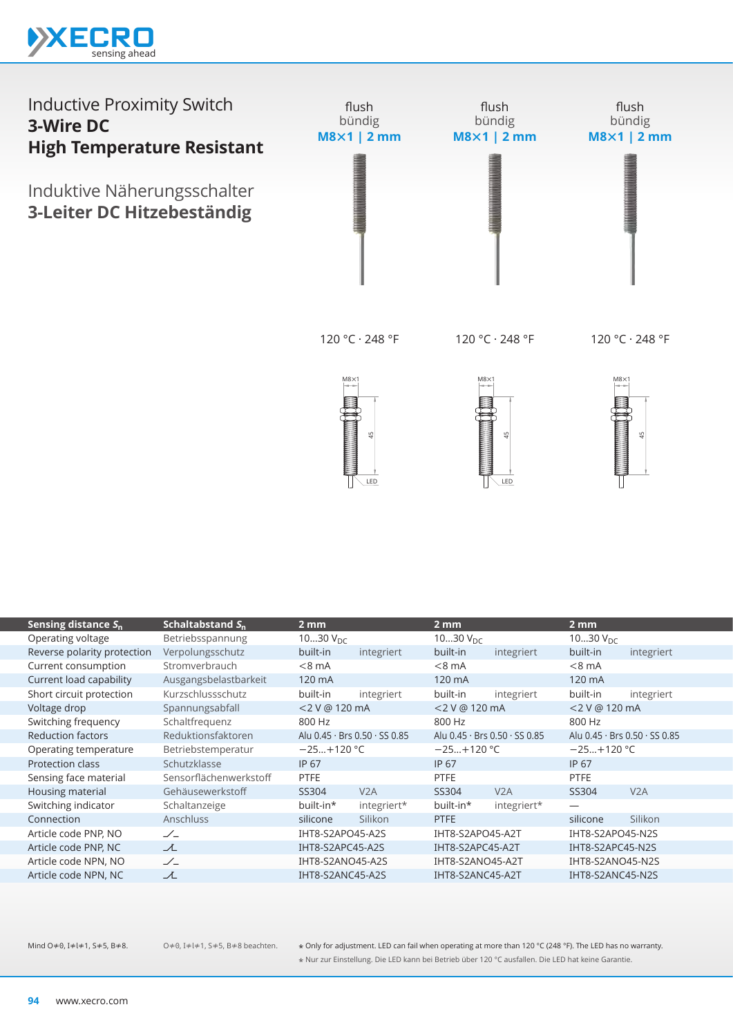# Inductive Proximity Switch
## 3-Wire DC
## High Temperature Resistant

# Induktive Näherungsschalter
## 3-Leiter DC Hitzebeständig

| flush / bündig | flush / bündig | flush / bündig |
|---|---|---|
| **M8×1 \| 2 mm** | **M8×1 \| 2 mm** | **M8×1 \| 2 mm** |
| 120 °C · 248 °F | 120 °C · 248 °F | 120 °C · 248 °F |

| **Sensing distance $S_n$** | **Schaltabstand $S_n$** | **2 mm** | | **2 mm** | | **2 mm** | |
|---|---|---|---|---|---|---|---|
| Operating voltage | Betriebsspannung | 10…30 $V_{DC}$ | | 10…30 $V_{DC}$ | | 10…30 $V_{DC}$ | |
| Reverse polarity protection | Verpolungsschutz | built-in | integriert | built-in | integriert | built-in | integriert |
| Current consumption | Stromverbrauch | <8 mA | | <8 mA | | <8 mA | |
| Current load capability | Ausgangsbelastbarkeit | 120 mA | | 120 mA | | 120 mA | |
| Short circuit protection | Kurzschlussschutz | built-in | integriert | built-in | integriert | built-in | integriert |
| Voltage drop | Spannungsabfall | <2 V @ 120 mA | | <2 V @ 120 mA | | <2 V @ 120 mA | |
| Switching frequency | Schaltfrequenz | 800 Hz | | 800 Hz | | 800 Hz | |
| Reduction factors | Reduktionsfaktoren | Alu 0.45 · Brs 0.50 · SS 0.85 | | Alu 0.45 · Brs 0.50 · SS 0.85 | | Alu 0.45 · Brs 0.50 · SS 0.85 | |
| Operating temperature | Betriebstemperatur | −25…+120 °C | | −25…+120 °C | | −25…+120 °C | |
| Protection class | Schutzklasse | IP 67 | | IP 67 | | IP 67 | |
| Sensing face material | Sensorflächenwerkstoff | PTFE | | PTFE | | PTFE | |
| Housing material | Gehäusewerkstoff | SS304 | V2A | SS304 | V2A | SS304 | V2A |
| Switching indicator | Schaltanzeige | built-in* | integriert* | built-in* | integriert* | — | |
| Connection | Anschluss | silicone | Silikon | PTFE | | silicone | Silikon |
| Article code PNP, NO | | IHT8-S2APO45-A2S | | IHT8-S2APO45-A2T | | IHT8-S2APO45-N2S | |
| Article code PNP, NC | | IHT8-S2APC45-A2S | | IHT8-S2APC45-A2T | | IHT8-S2APC45-N2S | |
| Article code NPN, NO | | IHT8-S2ANO45-A2S | | IHT8-S2ANO45-A2T | | IHT8-S2ANO45-N2S | |
| Article code NPN, NC | | IHT8-S2ANC45-A2S | | IHT8-S2ANC45-A2T | | IHT8-S2ANC45-N2S | |

Mind O≠0, I≠l≠1, S≠5, B≠8.

O≠0, I≠l≠1, S≠5, B≠8 beachten.

* Only for adjustment. LED can fail when operating at more than 120 °C (248 °F). The LED has no warranty.

* Nur zur Einstellung. Die LED kann bei Betrieb über 120 °C ausfallen. Die LED hat keine Garantie.

www.xecro.com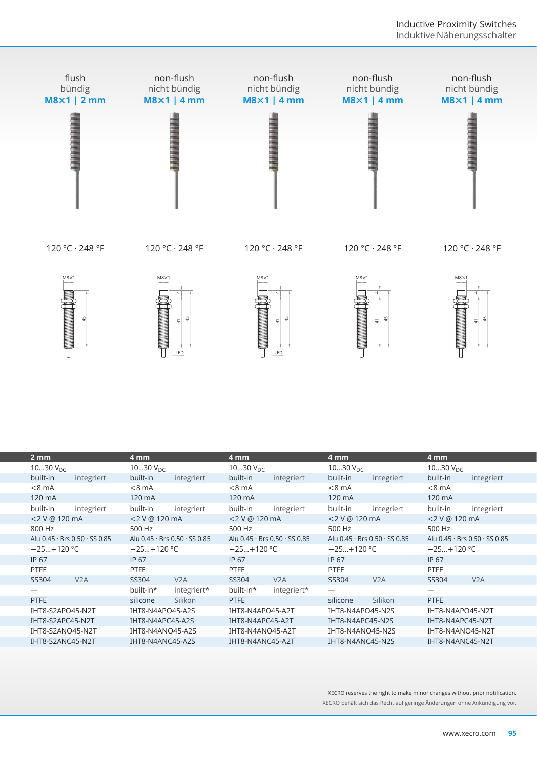| flush<br>bündig<br>**M8×1 \| 2 mm** | non-flush<br>nicht bündig<br>**M8×1 \| 4 mm** | non-flush<br>nicht bündig<br>**M8×1 \| 4 mm** | non-flush<br>nicht bündig<br>**M8×1 \| 4 mm** | non-flush<br>nicht bündig<br>**M8×1 \| 4 mm** |
|---|---|---|---|---|
| 120 °C · 248 °F | 120 °C · 248 °F | 120 °C · 248 °F | 120 °C · 248 °F | 120 °C · 248 °F |
| M8×1, 45 | M8×1, 4, 41, 45, LED | M8×1, 4, 41, 45, LED | M8×1, 4, 41, 45 | M8×1, 4, 41, 45 |

| 2 mm | 4 mm | 4 mm | 4 mm | 4 mm |
|---|---|---|---|---|
| 10...30 $V_{DC}$ | 10...30 $V_{DC}$ | 10...30 $V_{DC}$ | 10...30 $V_{DC}$ | 10...30 $V_{DC}$ |
| built-in integriert | built-in integriert | built-in integriert | built-in integriert | built-in integriert |
| <8 mA | <8 mA | <8 mA | <8 mA | <8 mA |
| 120 mA | 120 mA | 120 mA | 120 mA | 120 mA |
| built-in integriert | built-in integriert | built-in integriert | built-in integriert | built-in integriert |
| <2 V @ 120 mA | <2 V @ 120 mA | <2 V @ 120 mA | <2 V @ 120 mA | <2 V @ 120 mA |
| 800 Hz | 500 Hz | 500 Hz | 500 Hz | 500 Hz |
| Alu 0.45 · Brs 0.50 · SS 0.85 | Alu 0.45 · Brs 0.50 · SS 0.85 | Alu 0.45 · Brs 0.50 · SS 0.85 | Alu 0.45 · Brs 0.50 · SS 0.85 | Alu 0.45 · Brs 0.50 · SS 0.85 |
| −25...+120 °C | −25...+120 °C | −25...+120 °C | −25...+120 °C | −25...+120 °C |
| IP 67 | IP 67 | IP 67 | IP 67 | IP 67 |
| PTFE | PTFE | PTFE | PTFE | PTFE |
| SS304 V2A | SS304 V2A | SS304 V2A | SS304 V2A | SS304 V2A |
| — | built-in* integriert* | built-in* integriert* | — | — |
| PTFE | silicone Silikon | PTFE | silicone Silikon | PTFE |
| IHT8-S2APO45-N2T | IHT8-N4APO45-A2S | IHT8-N4APO45-A2T | IHT8-N4APO45-N2S | IHT8-N4APO45-N2T |
| IHT8-S2APC45-N2T | IHT8-N4APC45-A2S | IHT8-N4APC45-A2T | IHT8-N4APC45-N2S | IHT8-N4APC45-N2T |
| IHT8-S2ANO45-N2T | IHT8-N4ANO45-A2S | IHT8-N4ANO45-A2T | IHT8-N4ANO45-N2S | IHT8-N4ANO45-N2T |
| IHT8-S2ANC45-N2T | IHT8-N4ANC45-A2S | IHT8-N4ANC45-A2T | IHT8-N4ANC45-N2S | IHT8-N4ANC45-N2T |

XECRO reserves the right to make minor changes without prior notification.
XECRO behält sich das Recht auf geringe Änderungen ohne Ankündigung vor.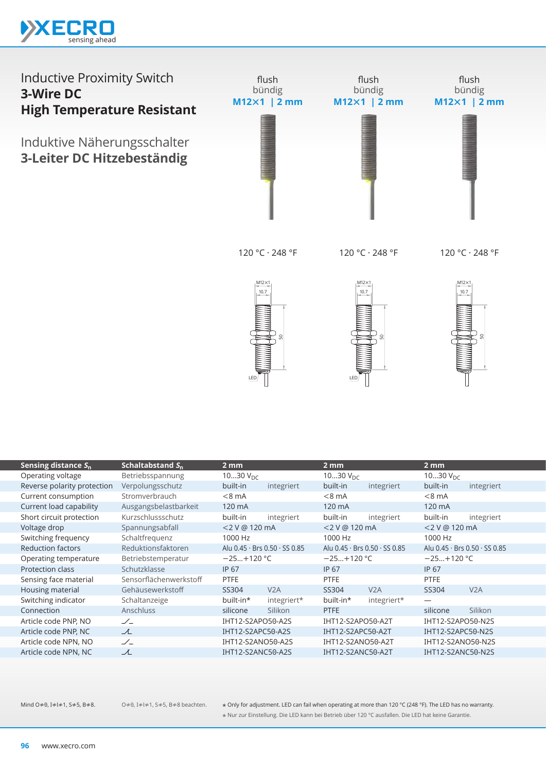# Inductive Proximity Switch
## 3-Wire DC
## High Temperature Resistant

# Induktive Näherungsschalter
## 3-Leiter DC Hitzebeständig

| flush / bündig **M12×1 \| 2 mm** | flush / bündig **M12×1 \| 2 mm** | flush / bündig **M12×1 \| 2 mm** |
|---|---|---|
| 120 °C · 248 °F | 120 °C · 248 °F | 120 °C · 248 °F |

| Sensing distance $S_n$ | Schaltabstand $S_n$ | 2 mm | | 2 mm | | 2 mm | |
|---|---|---|---|---|---|---|---|
| Operating voltage | Betriebsspannung | 10…30 $V_{DC}$ | | 10…30 $V_{DC}$ | | 10…30 $V_{DC}$ | |
| Reverse polarity protection | Verpolungsschutz | built-in | integriert | built-in | integriert | built-in | integriert |
| Current consumption | Stromverbrauch | <8 mA | | <8 mA | | <8 mA | |
| Current load capability | Ausgangsbelastbarkeit | 120 mA | | 120 mA | | 120 mA | |
| Short circuit protection | Kurzschlussschutz | built-in | integriert | built-in | integriert | built-in | integriert |
| Voltage drop | Spannungsabfall | <2 V @ 120 mA | | <2 V @ 120 mA | | <2 V @ 120 mA | |
| Switching frequency | Schaltfrequenz | 1000 Hz | | 1000 Hz | | 1000 Hz | |
| Reduction factors | Reduktionsfaktoren | Alu 0.45 · Brs 0.50 · SS 0.85 | | Alu 0.45 · Brs 0.50 · SS 0.85 | | Alu 0.45 · Brs 0.50 · SS 0.85 | |
| Operating temperature | Betriebstemperatur | −25…+120 °C | | −25…+120 °C | | −25…+120 °C | |
| Protection class | Schutzklasse | IP 67 | | IP 67 | | IP 67 | |
| Sensing face material | Sensorflächenwerkstoff | PTFE | | PTFE | | PTFE | |
| Housing material | Gehäusewerkstoff | SS304 | V2A | SS304 | V2A | SS304 | V2A |
| Switching indicator | Schaltanzeige | built-in* | integriert* | built-in* | integriert* | — | |
| Connection | Anschluss | silicone | Silikon | PTFE | | silicone | Silikon |
| Article code PNP, NO | | IHT12-S2APO50-A2S | | IHT12-S2APO50-A2T | | IHT12-S2APO50-N2S | |
| Article code PNP, NC | | IHT12-S2APC50-A2S | | IHT12-S2APC50-A2T | | IHT12-S2APC50-N2S | |
| Article code NPN, NO | | IHT12-S2ANO50-A2S | | IHT12-S2ANO50-A2T | | IHT12-S2ANO50-N2S | |
| Article code NPN, NC | | IHT12-S2ANC50-A2S | | IHT12-S2ANC50-A2T | | IHT12-S2ANC50-N2S | |

Mind O≠0, I≠l≠1, S≠5, B≠8.

O≠0, I≠l≠1, S≠5, B≠8 beachten.

* Only for adjustment. LED can fail when operating at more than 120 °C (248 °F). The LED has no warranty.

* Nur zur Einstellung. Die LED kann bei Betrieb über 120 °C ausfallen. Die LED hat keine Garantie.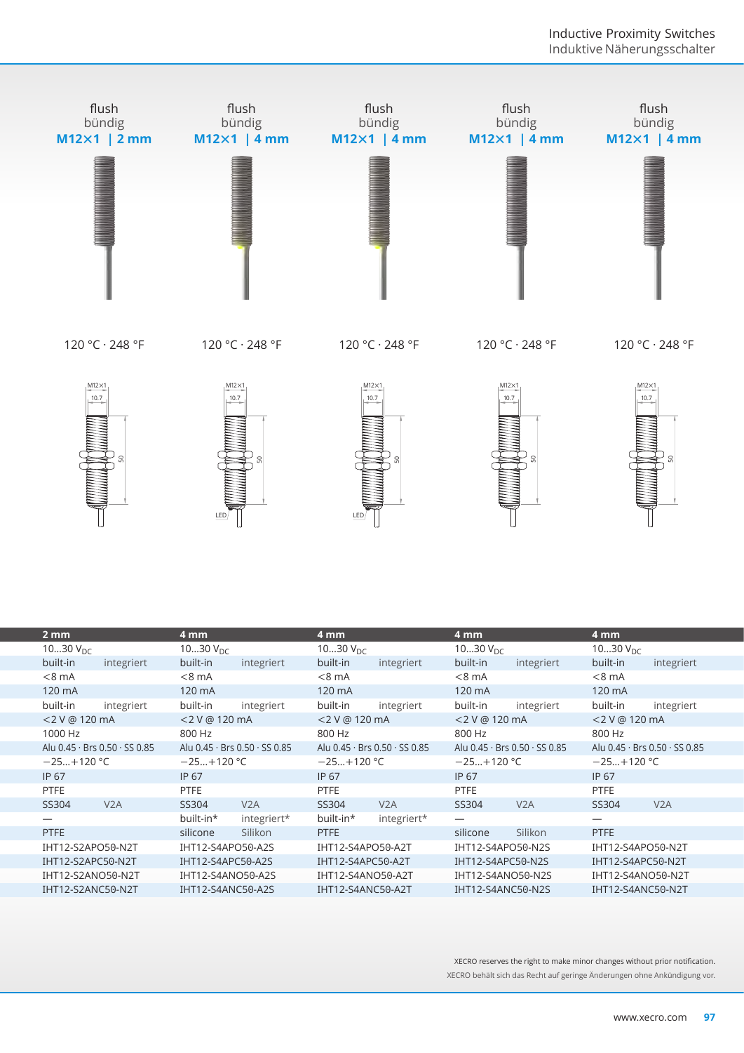| flush<br>bündig<br>**M12×1 \| 2 mm** | flush<br>bündig<br>**M12×1 \| 4 mm** | flush<br>bündig<br>**M12×1 \| 4 mm** | flush<br>bündig<br>**M12×1 \| 4 mm** | flush<br>bündig<br>**M12×1 \| 4 mm** |
|---|---|---|---|---|
| 120 °C · 248 °F | 120 °C · 248 °F | 120 °C · 248 °F | 120 °C · 248 °F | 120 °C · 248 °F |

| 2 mm | | 4 mm | | 4 mm | | 4 mm | | 4 mm | |
|---|---|---|---|---|---|---|---|---|---|
| 10…30 $V_{DC}$ | | 10…30 $V_{DC}$ | | 10…30 $V_{DC}$ | | 10…30 $V_{DC}$ | | 10…30 $V_{DC}$ | |
| built-in | integriert | built-in | integriert | built-in | integriert | built-in | integriert | built-in | integriert |
| <8 mA | | <8 mA | | <8 mA | | <8 mA | | <8 mA | |
| 120 mA | | 120 mA | | 120 mA | | 120 mA | | 120 mA | |
| built-in | integriert | built-in | integriert | built-in | integriert | built-in | integriert | built-in | integriert |
| <2 V @ 120 mA | | <2 V @ 120 mA | | <2 V @ 120 mA | | <2 V @ 120 mA | | <2 V @ 120 mA | |
| 1000 Hz | | 800 Hz | | 800 Hz | | 800 Hz | | 800 Hz | |
| Alu 0.45 · Brs 0.50 · SS 0.85 | | Alu 0.45 · Brs 0.50 · SS 0.85 | | Alu 0.45 · Brs 0.50 · SS 0.85 | | Alu 0.45 · Brs 0.50 · SS 0.85 | | Alu 0.45 · Brs 0.50 · SS 0.85 | |
| −25…+120 °C | | −25…+120 °C | | −25…+120 °C | | −25…+120 °C | | −25…+120 °C | |
| IP 67 | | IP 67 | | IP 67 | | IP 67 | | IP 67 | |
| PTFE | | PTFE | | PTFE | | PTFE | | PTFE | |
| SS304 | V2A | SS304 | V2A | SS304 | V2A | SS304 | V2A | SS304 | V2A |
| — | | built-in* | integriert* | built-in* | integriert* | — | | — | |
| PTFE | | silicone | Silikon | PTFE | | silicone | Silikon | PTFE | |
| IHT12-S2APO50-N2T | | IHT12-S4APO50-A2S | | IHT12-S4APO50-A2T | | IHT12-S4APO50-N2S | | IHT12-S4APO50-N2T | |
| IHT12-S2APC50-N2T | | IHT12-S4APC50-A2S | | IHT12-S4APC50-A2T | | IHT12-S4APC50-N2S | | IHT12-S4APC50-N2T | |
| IHT12-S2ANO50-N2T | | IHT12-S4ANO50-A2S | | IHT12-S4ANO50-A2T | | IHT12-S4ANO50-N2S | | IHT12-S4ANO50-N2T | |
| IHT12-S2ANC50-N2T | | IHT12-S4ANC50-A2S | | IHT12-S4ANC50-A2T | | IHT12-S4ANC50-N2S | | IHT12-S4ANC50-N2T | |

XECRO reserves the right to make minor changes without prior notification.
XECRO behält sich das Recht auf geringe Änderungen ohne Ankündigung vor.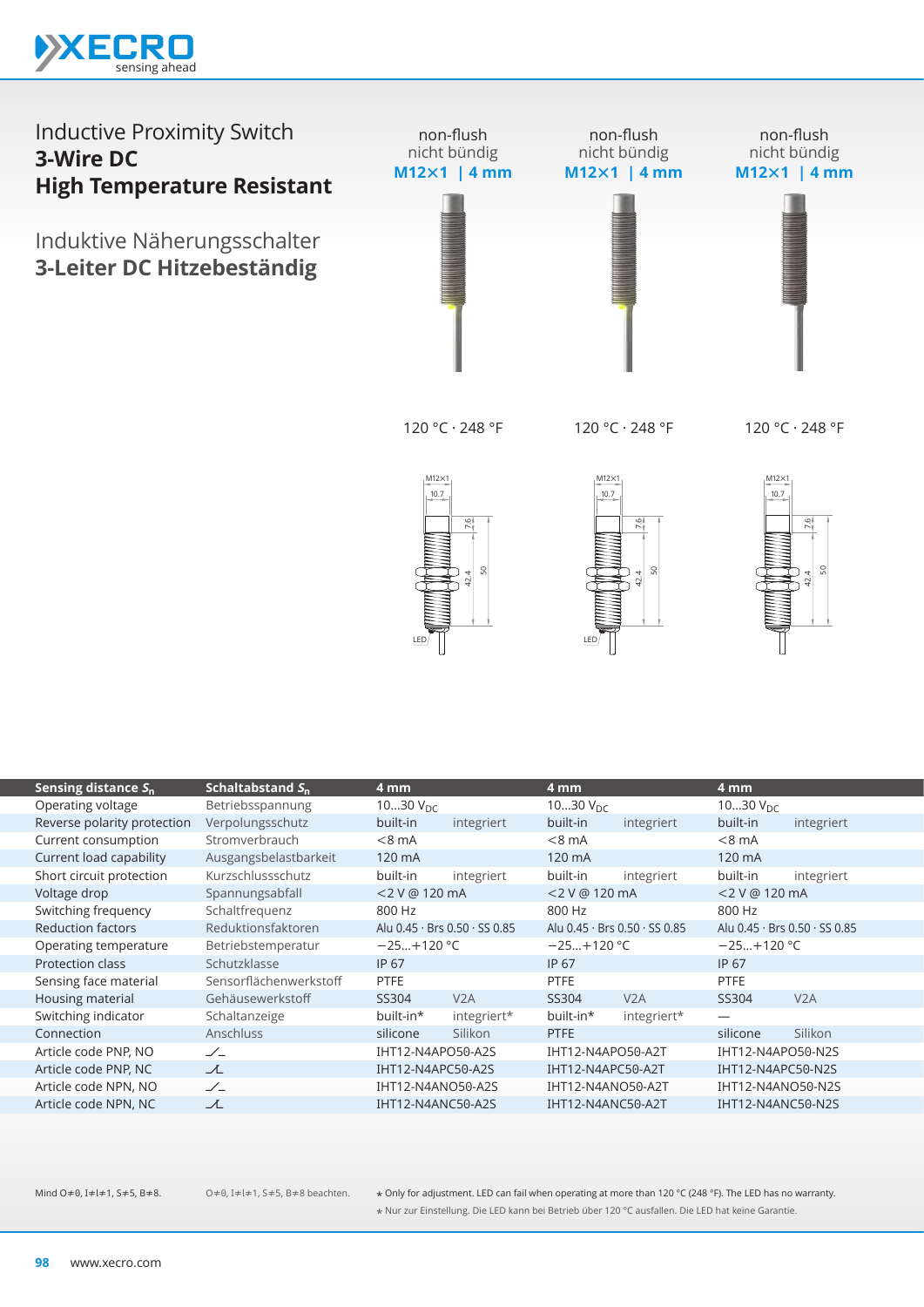# Inductive Proximity Switch
## 3-Wire DC
## High Temperature Resistant

# Induktive Näherungsschalter
## 3-Leiter DC Hitzebeständig

| non-flush<br>nicht bündig<br>**M12×1 \| 4 mm** | non-flush<br>nicht bündig<br>**M12×1 \| 4 mm** | non-flush<br>nicht bündig<br>**M12×1 \| 4 mm** |
|---|---|---|
| 120 °C · 248 °F | 120 °C · 248 °F | 120 °C · 248 °F |

| **Sensing distance $S_n$** | **Schaltabstand $S_n$** | **4 mm** | | **4 mm** | | **4 mm** | |
|---|---|---|---|---|---|---|---|
| Operating voltage | Betriebsspannung | 10…30 $V_{DC}$ | | 10…30 $V_{DC}$ | | 10…30 $V_{DC}$ | |
| Reverse polarity protection | Verpolungsschutz | built-in | integriert | built-in | integriert | built-in | integriert |
| Current consumption | Stromverbrauch | <8 mA | | <8 mA | | <8 mA | |
| Current load capability | Ausgangsbelastbarkeit | 120 mA | | 120 mA | | 120 mA | |
| Short circuit protection | Kurzschlussschutz | built-in | integriert | built-in | integriert | built-in | integriert |
| Voltage drop | Spannungsabfall | <2 V @ 120 mA | | <2 V @ 120 mA | | <2 V @ 120 mA | |
| Switching frequency | Schaltfrequenz | 800 Hz | | 800 Hz | | 800 Hz | |
| Reduction factors | Reduktionsfaktoren | Alu 0.45 · Brs 0.50 · SS 0.85 | | Alu 0.45 · Brs 0.50 · SS 0.85 | | Alu 0.45 · Brs 0.50 · SS 0.85 | |
| Operating temperature | Betriebstemperatur | −25…+120 °C | | −25…+120 °C | | −25…+120 °C | |
| Protection class | Schutzklasse | IP 67 | | IP 67 | | IP 67 | |
| Sensing face material | Sensorflächenwerkstoff | PTFE | | PTFE | | PTFE | |
| Housing material | Gehäusewerkstoff | SS304 | V2A | SS304 | V2A | SS304 | V2A |
| Switching indicator | Schaltanzeige | built-in* | integriert* | built-in* | integriert* | — | |
| Connection | Anschluss | silicone | Silikon | PTFE | | silicone | Silikon |
| Article code PNP, NO | ⁄‾ | IHT12-N4APO50-A2S | | IHT12-N4APO50-A2T | | IHT12-N4APO50-N2S | |
| Article code PNP, NC | ⁄\| | IHT12-N4APC50-A2S | | IHT12-N4APC50-A2T | | IHT12-N4APC50-N2S | |
| Article code NPN, NO | ⁄‾ | IHT12-N4ANO50-A2S | | IHT12-N4ANO50-A2T | | IHT12-N4ANO50-N2S | |
| Article code NPN, NC | ⁄\| | IHT12-N4ANC50-A2S | | IHT12-N4ANC50-A2T | | IHT12-N4ANC50-N2S | |

Mind O≠0, I≠l≠1, S≠5, B≠8.

O≠0, I≠l≠1, S≠5, B≠8 beachten.

* Only for adjustment. LED can fail when operating at more than 120 °C (248 °F). The LED has no warranty.

* Nur zur Einstellung. Die LED kann bei Betrieb über 120 °C ausfallen. Die LED hat keine Garantie.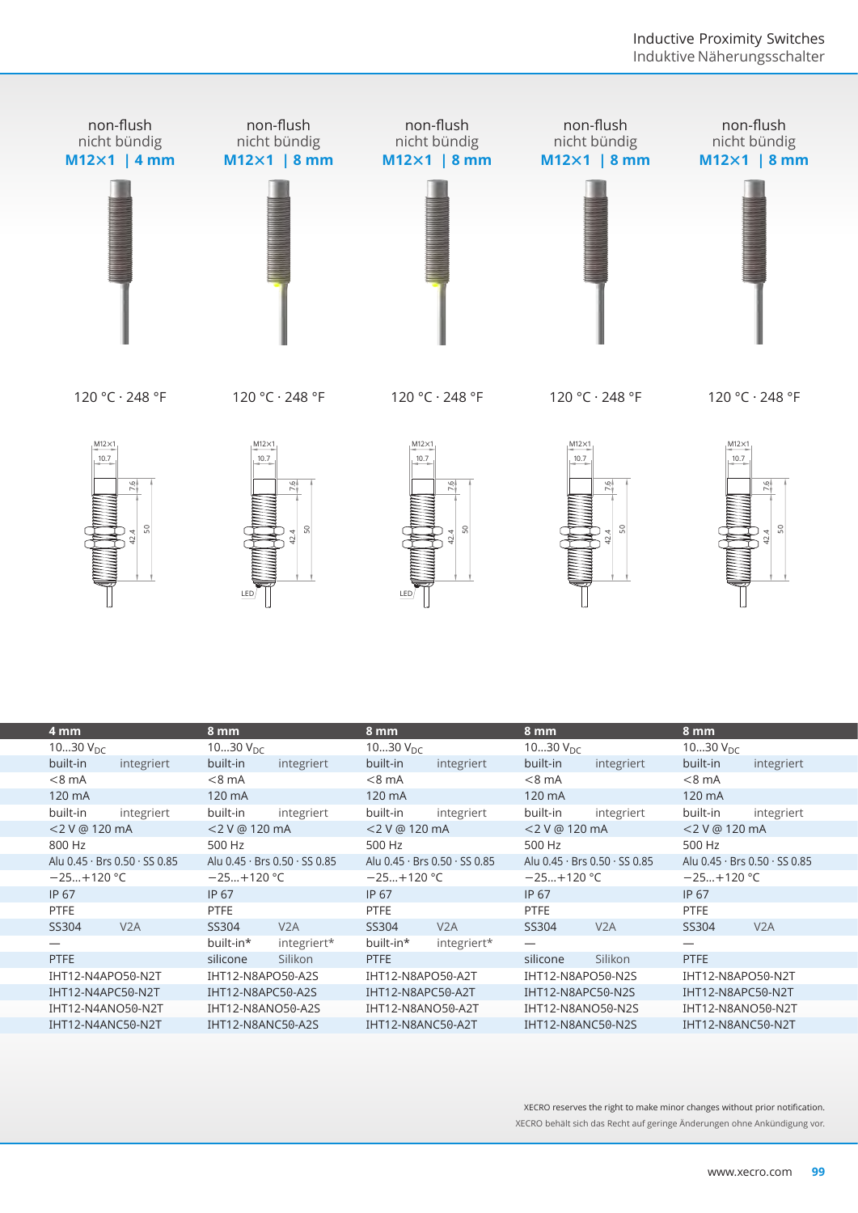| non-flush nicht bündig **M12×1 \| 4 mm** | non-flush nicht bündig **M12×1 \| 8 mm** | non-flush nicht bündig **M12×1 \| 8 mm** | non-flush nicht bündig **M12×1 \| 8 mm** | non-flush nicht bündig **M12×1 \| 8 mm** |
|---|---|---|---|---|
| 120 °C · 248 °F | 120 °C · 248 °F | 120 °C · 248 °F | 120 °C · 248 °F | 120 °C · 248 °F |

M12×1, 10.7, 7.6, 42.4, 50, LED

| 4 mm | | 8 mm | | 8 mm | | 8 mm | | 8 mm | |
|---|---|---|---|---|---|---|---|---|---|
| 10…30 $V_{DC}$ | | 10…30 $V_{DC}$ | | 10…30 $V_{DC}$ | | 10…30 $V_{DC}$ | | 10…30 $V_{DC}$ | |
| built-in | integriert | built-in | integriert | built-in | integriert | built-in | integriert | built-in | integriert |
| <8 mA | | <8 mA | | <8 mA | | <8 mA | | <8 mA | |
| 120 mA | | 120 mA | | 120 mA | | 120 mA | | 120 mA | |
| built-in | integriert | built-in | integriert | built-in | integriert | built-in | integriert | built-in | integriert |
| <2 V @ 120 mA | | <2 V @ 120 mA | | <2 V @ 120 mA | | <2 V @ 120 mA | | <2 V @ 120 mA | |
| 800 Hz | | 500 Hz | | 500 Hz | | 500 Hz | | 500 Hz | |
| Alu 0.45 · Brs 0.50 · SS 0.85 | | Alu 0.45 · Brs 0.50 · SS 0.85 | | Alu 0.45 · Brs 0.50 · SS 0.85 | | Alu 0.45 · Brs 0.50 · SS 0.85 | | Alu 0.45 · Brs 0.50 · SS 0.85 | |
| −25…+120 °C | | −25…+120 °C | | −25…+120 °C | | −25…+120 °C | | −25…+120 °C | |
| IP 67 | | IP 67 | | IP 67 | | IP 67 | | IP 67 | |
| PTFE | | PTFE | | PTFE | | PTFE | | PTFE | |
| SS304 | V2A | SS304 | V2A | SS304 | V2A | SS304 | V2A | SS304 | V2A |
| — | | built-in* | integriert* | built-in* | integriert* | — | | — | |
| PTFE | | silicone | Silikon | PTFE | | silicone | Silikon | PTFE | |
| IHT12-N4APO50-N2T | | IHT12-N8APO50-A2S | | IHT12-N8APO50-A2T | | IHT12-N8APO50-N2S | | IHT12-N8APO50-N2T | |
| IHT12-N4APC50-N2T | | IHT12-N8APC50-A2S | | IHT12-N8APC50-A2T | | IHT12-N8APC50-N2S | | IHT12-N8APC50-N2T | |
| IHT12-N4ANO50-N2T | | IHT12-N8ANO50-A2S | | IHT12-N8ANO50-A2T | | IHT12-N8ANO50-N2S | | IHT12-N8ANO50-N2T | |
| IHT12-N4ANC50-N2T | | IHT12-N8ANC50-A2S | | IHT12-N8ANC50-A2T | | IHT12-N8ANC50-N2S | | IHT12-N8ANC50-N2T | |

XECRO reserves the right to make minor changes without prior notification.
XECRO behält sich das Recht auf geringe Änderungen ohne Ankündigung vor.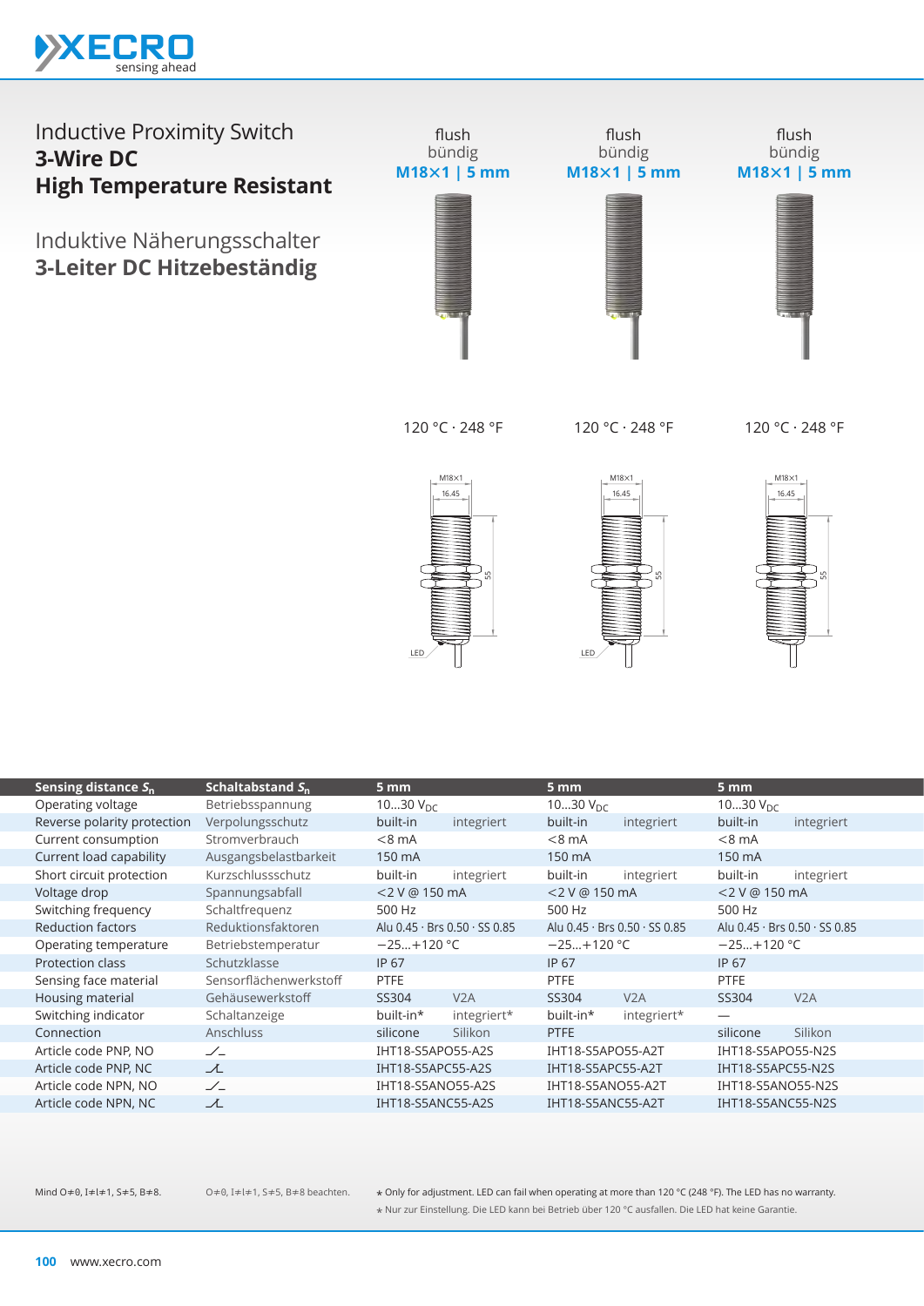# Inductive Proximity Switch
## 3-Wire DC
## High Temperature Resistant

# Induktive Näherungsschalter
## 3-Leiter DC Hitzebeständig

| | | flush / bündig **M18×1 \| 5 mm** | flush / bündig **M18×1 \| 5 mm** | flush / bündig **M18×1 \| 5 mm** |
|---|---|---|---|---|
| | | 120 °C · 248 °F | 120 °C · 248 °F | 120 °C · 248 °F |

M18×1, 16.45, 55, LED

| Sensing distance $S_n$ | Schaltabstand $S_n$ | 5 mm | 5 mm | 5 mm |
|---|---|---|---|---|
| Operating voltage | Betriebsspannung | 10...30 $V_{DC}$ | 10...30 $V_{DC}$ | 10...30 $V_{DC}$ |
| Reverse polarity protection | Verpolungsschutz | built-in integriert | built-in integriert | built-in integriert |
| Current consumption | Stromverbrauch | <8 mA | <8 mA | <8 mA |
| Current load capability | Ausgangsbelastbarkeit | 150 mA | 150 mA | 150 mA |
| Short circuit protection | Kurzschlussschutz | built-in integriert | built-in integriert | built-in integriert |
| Voltage drop | Spannungsabfall | <2 V @ 150 mA | <2 V @ 150 mA | <2 V @ 150 mA |
| Switching frequency | Schaltfrequenz | 500 Hz | 500 Hz | 500 Hz |
| Reduction factors | Reduktionsfaktoren | Alu 0.45 · Brs 0.50 · SS 0.85 | Alu 0.45 · Brs 0.50 · SS 0.85 | Alu 0.45 · Brs 0.50 · SS 0.85 |
| Operating temperature | Betriebstemperatur | −25...+120 °C | −25...+120 °C | −25...+120 °C |
| Protection class | Schutzklasse | IP 67 | IP 67 | IP 67 |
| Sensing face material | Sensorflächenwerkstoff | PTFE | PTFE | PTFE |
| Housing material | Gehäusewerkstoff | SS304 V2A | SS304 V2A | SS304 V2A |
| Switching indicator | Schaltanzeige | built-in* integriert* | built-in* integriert* | — |
| Connection | Anschluss | silicone Silikon | PTFE | silicone Silikon |
| Article code PNP, NO | | IHT18-S5APO55-A2S | IHT18-S5APO55-A2T | IHT18-S5APO55-N2S |
| Article code PNP, NC | | IHT18-S5APC55-A2S | IHT18-S5APC55-A2T | IHT18-S5APC55-N2S |
| Article code NPN, NO | | IHT18-S5ANO55-A2S | IHT18-S5ANO55-A2T | IHT18-S5ANO55-N2S |
| Article code NPN, NC | | IHT18-S5ANC55-A2S | IHT18-S5ANC55-A2T | IHT18-S5ANC55-N2S |

Mind O≠0, I≠l≠1, S≠5, B≠8.

O≠0, I≠l≠1, S≠5, B≠8 beachten.

* Only for adjustment. LED can fail when operating at more than 120 °C (248 °F). The LED has no warranty.

* Nur zur Einstellung. Die LED kann bei Betrieb über 120 °C ausfallen. Die LED hat keine Garantie.

www.xecro.com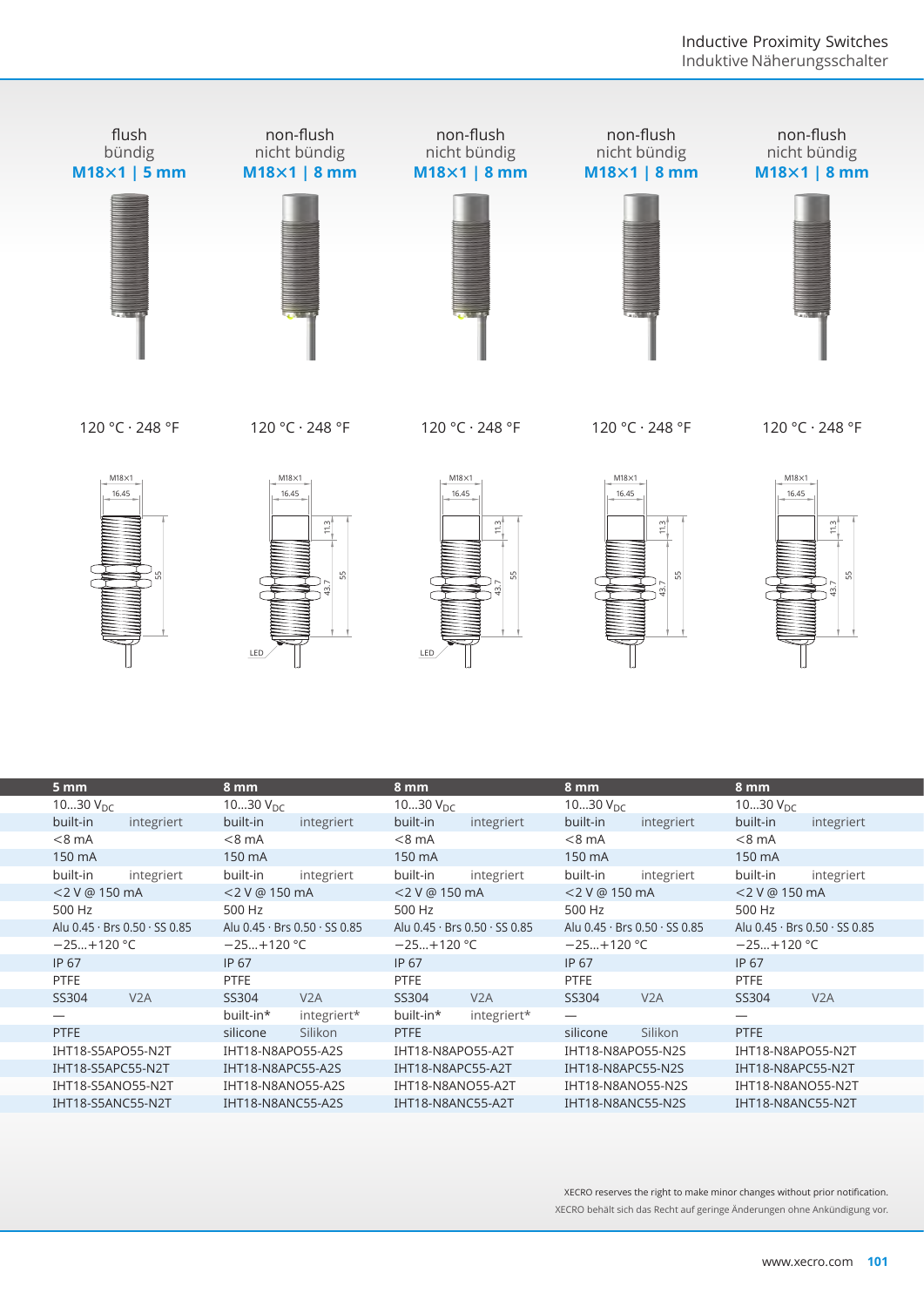| flush<br>bündig<br>**M18×1 \| 5 mm** | non-flush<br>nicht bündig<br>**M18×1 \| 8 mm** | non-flush<br>nicht bündig<br>**M18×1 \| 8 mm** | non-flush<br>nicht bündig<br>**M18×1 \| 8 mm** | non-flush<br>nicht bündig<br>**M18×1 \| 8 mm** |
|---|---|---|---|---|
| 120 °C · 248 °F | 120 °C · 248 °F | 120 °C · 248 °F | 120 °C · 248 °F | 120 °C · 248 °F |

| 5 mm | 8 mm | 8 mm | 8 mm | 8 mm |
|---|---|---|---|---|
| 10…30 $V_{DC}$ | 10…30 $V_{DC}$ | 10…30 $V_{DC}$ | 10…30 $V_{DC}$ | 10…30 $V_{DC}$ |
| built-in integriert | built-in integriert | built-in integriert | built-in integriert | built-in integriert |
| <8 mA | <8 mA | <8 mA | <8 mA | <8 mA |
| 150 mA | 150 mA | 150 mA | 150 mA | 150 mA |
| built-in integriert | built-in integriert | built-in integriert | built-in integriert | built-in integriert |
| <2 V @ 150 mA | <2 V @ 150 mA | <2 V @ 150 mA | <2 V @ 150 mA | <2 V @ 150 mA |
| 500 Hz | 500 Hz | 500 Hz | 500 Hz | 500 Hz |
| Alu 0.45 · Brs 0.50 · SS 0.85 | Alu 0.45 · Brs 0.50 · SS 0.85 | Alu 0.45 · Brs 0.50 · SS 0.85 | Alu 0.45 · Brs 0.50 · SS 0.85 | Alu 0.45 · Brs 0.50 · SS 0.85 |
| −25…+120 °C | −25…+120 °C | −25…+120 °C | −25…+120 °C | −25…+120 °C |
| IP 67 | IP 67 | IP 67 | IP 67 | IP 67 |
| PTFE | PTFE | PTFE | PTFE | PTFE |
| SS304 V2A | SS304 V2A | SS304 V2A | SS304 V2A | SS304 V2A |
| — | built-in* integriert* | built-in* integriert* | — | — |
| PTFE | silicone Silikon | PTFE | silicone Silikon | PTFE |
| IHT18-S5APO55-N2T | IHT18-N8APO55-A2S | IHT18-N8APO55-A2T | IHT18-N8APO55-N2S | IHT18-N8APO55-N2T |
| IHT18-S5APC55-N2T | IHT18-N8APC55-A2S | IHT18-N8APC55-A2T | IHT18-N8APC55-N2S | IHT18-N8APC55-N2T |
| IHT18-S5ANO55-N2T | IHT18-N8ANO55-A2S | IHT18-N8ANO55-A2T | IHT18-N8ANO55-N2S | IHT18-N8ANO55-N2T |
| IHT18-S5ANC55-N2T | IHT18-N8ANC55-A2S | IHT18-N8ANC55-A2T | IHT18-N8ANC55-N2S | IHT18-N8ANC55-N2T |

XECRO reserves the right to make minor changes without prior notification.
XECRO behält sich das Recht auf geringe Änderungen ohne Ankündigung vor.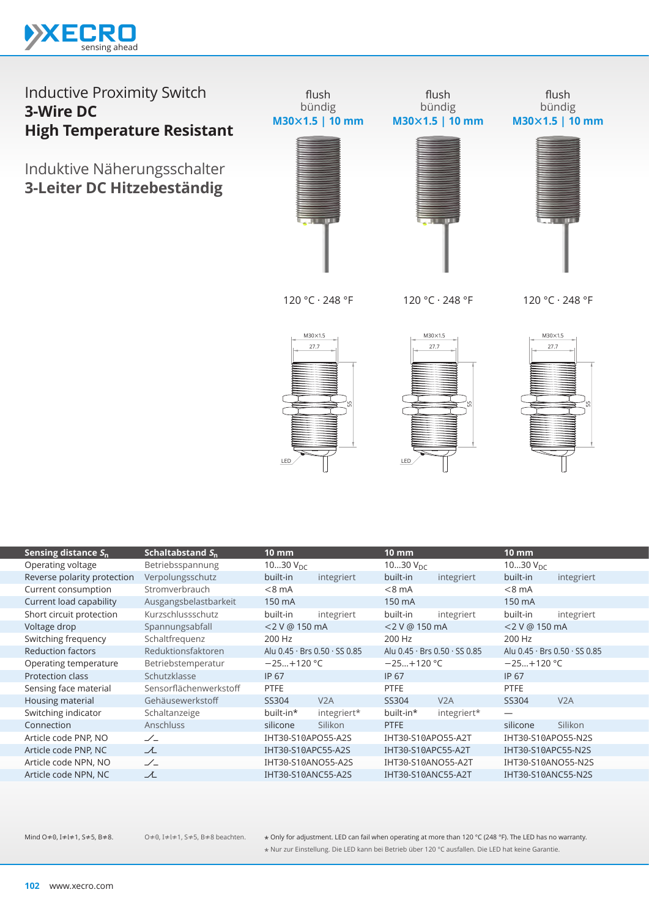# Inductive Proximity Switch
## 3-Wire DC
## High Temperature Resistant

# Induktive Näherungsschalter
## 3-Leiter DC Hitzebeständig

| | flush bündig **M30×1.5 \| 10 mm** | flush bündig **M30×1.5 \| 10 mm** | flush bündig **M30×1.5 \| 10 mm** |
|---|---|---|---|
| | 120 °C · 248 °F | 120 °C · 248 °F | 120 °C · 248 °F |

| Sensing distance $S_n$ | Schaltabstand $S_n$ | 10 mm | | 10 mm | | 10 mm | |
|---|---|---|---|---|---|---|---|
| Operating voltage | Betriebsspannung | 10…30 $V_{DC}$ | | 10…30 $V_{DC}$ | | 10…30 $V_{DC}$ | |
| Reverse polarity protection | Verpolungsschutz | built-in | integriert | built-in | integriert | built-in | integriert |
| Current consumption | Stromverbrauch | <8 mA | | <8 mA | | <8 mA | |
| Current load capability | Ausgangsbelastbarkeit | 150 mA | | 150 mA | | 150 mA | |
| Short circuit protection | Kurzschlussschutz | built-in | integriert | built-in | integriert | built-in | integriert |
| Voltage drop | Spannungsabfall | <2 V @ 150 mA | | <2 V @ 150 mA | | <2 V @ 150 mA | |
| Switching frequency | Schaltfrequenz | 200 Hz | | 200 Hz | | 200 Hz | |
| Reduction factors | Reduktionsfaktoren | Alu 0.45 · Brs 0.50 · SS 0.85 | | Alu 0.45 · Brs 0.50 · SS 0.85 | | Alu 0.45 · Brs 0.50 · SS 0.85 | |
| Operating temperature | Betriebstemperatur | −25…+120 °C | | −25…+120 °C | | −25…+120 °C | |
| Protection class | Schutzklasse | IP 67 | | IP 67 | | IP 67 | |
| Sensing face material | Sensorflächenwerkstoff | PTFE | | PTFE | | PTFE | |
| Housing material | Gehäusewerkstoff | SS304 | V2A | SS304 | V2A | SS304 | V2A |
| Switching indicator | Schaltanzeige | built-in* | integriert* | built-in* | integriert* | — | |
| Connection | Anschluss | silicone | Silikon | PTFE | | silicone | Silikon |
| Article code PNP, NO | | IHT30-S10APO55-A2S | | IHT30-S10APO55-A2T | | IHT30-S10APO55-N2S | |
| Article code PNP, NC | | IHT30-S10APC55-A2S | | IHT30-S10APC55-A2T | | IHT30-S10APC55-N2S | |
| Article code NPN, NO | | IHT30-S10ANO55-A2S | | IHT30-S10ANO55-A2T | | IHT30-S10ANO55-N2S | |
| Article code NPN, NC | | IHT30-S10ANC55-A2S | | IHT30-S10ANC55-A2T | | IHT30-S10ANC55-N2S | |

Mind O≠0, I≠l≠1, S≠5, B≠8.

O≠0, I≠l≠1, S≠5, B≠8 beachten.

* Only for adjustment. LED can fail when operating at more than 120 °C (248 °F). The LED has no warranty.

* Nur zur Einstellung. Die LED kann bei Betrieb über 120 °C ausfallen. Die LED hat keine Garantie.

www.xecro.com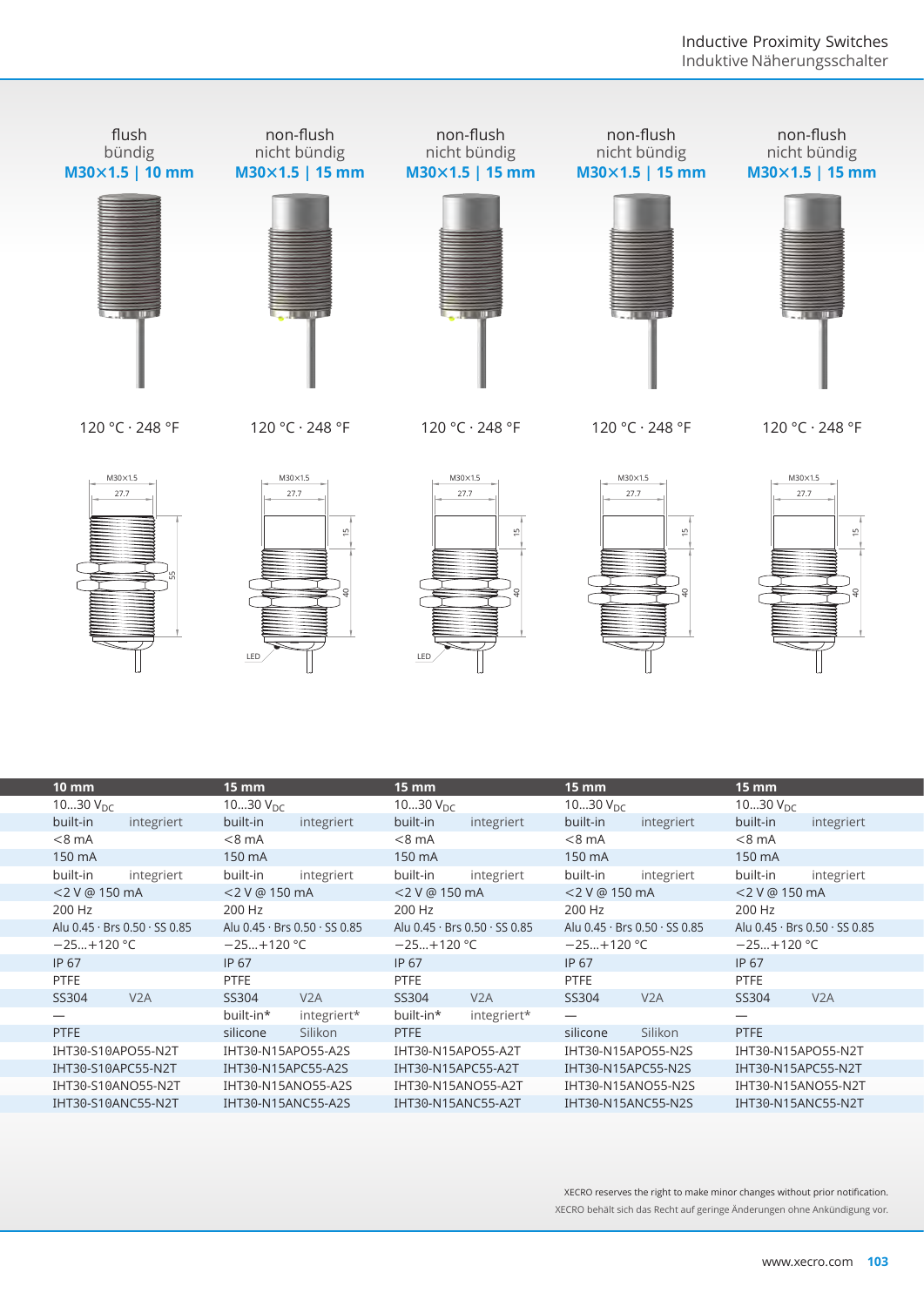| flush bündig M30×1.5 \| 10 mm | non-flush nicht bündig M30×1.5 \| 15 mm | non-flush nicht bündig M30×1.5 \| 15 mm | non-flush nicht bündig M30×1.5 \| 15 mm | non-flush nicht bündig M30×1.5 \| 15 mm |
|---|---|---|---|---|
| 120 °C · 248 °F | 120 °C · 248 °F | 120 °C · 248 °F | 120 °C · 248 °F | 120 °C · 248 °F |

| 10 mm | 15 mm | 15 mm | 15 mm | 15 mm |
|---|---|---|---|---|
| 10…30 $V_{DC}$ | 10…30 $V_{DC}$ | 10…30 $V_{DC}$ | 10…30 $V_{DC}$ | 10…30 $V_{DC}$ |
| built-in integriert | built-in integriert | built-in integriert | built-in integriert | built-in integriert |
| <8 mA | <8 mA | <8 mA | <8 mA | <8 mA |
| 150 mA | 150 mA | 150 mA | 150 mA | 150 mA |
| built-in integriert | built-in integriert | built-in integriert | built-in integriert | built-in integriert |
| <2 V @ 150 mA | <2 V @ 150 mA | <2 V @ 150 mA | <2 V @ 150 mA | <2 V @ 150 mA |
| 200 Hz | 200 Hz | 200 Hz | 200 Hz | 200 Hz |
| Alu 0.45 · Brs 0.50 · SS 0.85 | Alu 0.45 · Brs 0.50 · SS 0.85 | Alu 0.45 · Brs 0.50 · SS 0.85 | Alu 0.45 · Brs 0.50 · SS 0.85 | Alu 0.45 · Brs 0.50 · SS 0.85 |
| −25…+120 °C | −25…+120 °C | −25…+120 °C | −25…+120 °C | −25…+120 °C |
| IP 67 | IP 67 | IP 67 | IP 67 | IP 67 |
| PTFE | PTFE | PTFE | PTFE | PTFE |
| SS304 V2A | SS304 V2A | SS304 V2A | SS304 V2A | SS304 V2A |
| — | built-in* integriert* | built-in* integriert* | — | — |
| PTFE | silicone Silikon | PTFE | silicone Silikon | PTFE |
| IHT30-S10APO55-N2T | IHT30-N15APO55-A2S | IHT30-N15APO55-A2T | IHT30-N15APO55-N2S | IHT30-N15APO55-N2T |
| IHT30-S10APC55-N2T | IHT30-N15APC55-A2S | IHT30-N15APC55-A2T | IHT30-N15APC55-N2S | IHT30-N15APC55-N2T |
| IHT30-S10ANO55-N2T | IHT30-N15ANO55-A2S | IHT30-N15ANO55-A2T | IHT30-N15ANO55-N2S | IHT30-N15ANO55-N2T |
| IHT30-S10ANC55-N2T | IHT30-N15ANC55-A2S | IHT30-N15ANC55-A2T | IHT30-N15ANC55-N2S | IHT30-N15ANC55-N2T |

XECRO reserves the right to make minor changes without prior notification.
XECRO behält sich das Recht auf geringe Änderungen ohne Ankündigung vor.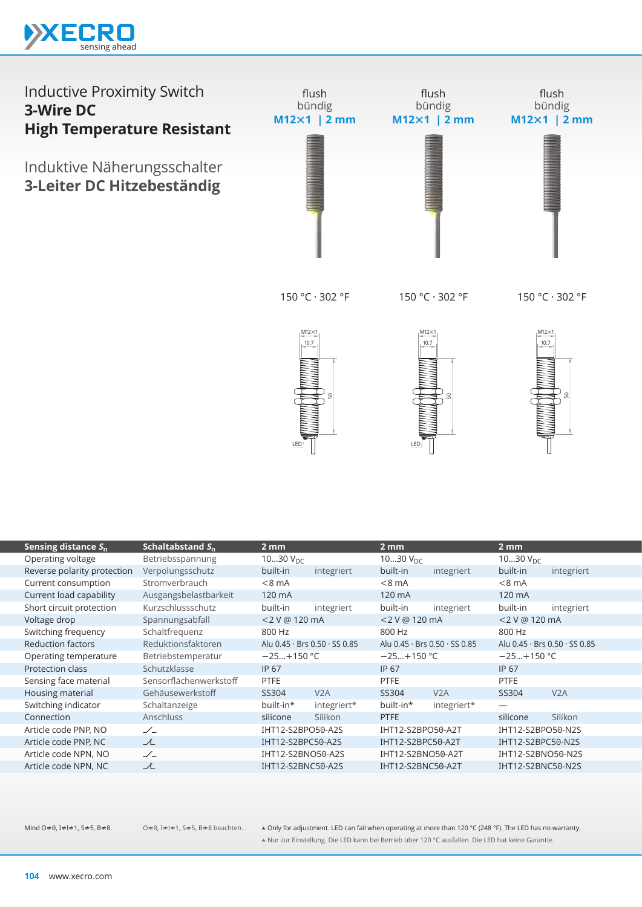# Inductive Proximity Switch
## 3-Wire DC
## High Temperature Resistant

# Induktive Näherungsschalter
## 3-Leiter DC Hitzebeständig

| flush / bündig | flush / bündig | flush / bündig |
|---|---|---|
| M12×1 \| 2 mm | M12×1 \| 2 mm | M12×1 \| 2 mm |
| 150 °C · 302 °F | 150 °C · 302 °F | 150 °C · 302 °F |

| Sensing distance $S_n$ | Schaltabstand $S_n$ | 2 mm | | 2 mm | | 2 mm | |
|---|---|---|---|---|---|---|---|
| Operating voltage | Betriebsspannung | 10…30 $V_{DC}$ | | 10…30 $V_{DC}$ | | 10…30 $V_{DC}$ | |
| Reverse polarity protection | Verpolungsschutz | built-in | integriert | built-in | integriert | built-in | integriert |
| Current consumption | Stromverbrauch | <8 mA | | <8 mA | | <8 mA | |
| Current load capability | Ausgangsbelastbarkeit | 120 mA | | 120 mA | | 120 mA | |
| Short circuit protection | Kurzschlussschutz | built-in | integriert | built-in | integriert | built-in | integriert |
| Voltage drop | Spannungsabfall | <2 V @ 120 mA | | <2 V @ 120 mA | | <2 V @ 120 mA | |
| Switching frequency | Schaltfrequenz | 800 Hz | | 800 Hz | | 800 Hz | |
| Reduction factors | Reduktionsfaktoren | Alu 0.45 · Brs 0.50 · SS 0.85 | | Alu 0.45 · Brs 0.50 · SS 0.85 | | Alu 0.45 · Brs 0.50 · SS 0.85 | |
| Operating temperature | Betriebstemperatur | −25…+150 °C | | −25…+150 °C | | −25…+150 °C | |
| Protection class | Schutzklasse | IP 67 | | IP 67 | | IP 67 | |
| Sensing face material | Sensorflächenwerkstoff | PTFE | | PTFE | | PTFE | |
| Housing material | Gehäusewerkstoff | SS304 | V2A | SS304 | V2A | SS304 | V2A |
| Switching indicator | Schaltanzeige | built-in* | integriert* | built-in* | integriert* | — | |
| Connection | Anschluss | silicone | Silikon | PTFE | | silicone | Silikon |
| Article code PNP, NO | | IHT12-S2BPO50-A2S | | IHT12-S2BPO50-A2T | | IHT12-S2BPO50-N2S | |
| Article code PNP, NC | | IHT12-S2BPC50-A2S | | IHT12-S2BPC50-A2T | | IHT12-S2BPC50-N2S | |
| Article code NPN, NO | | IHT12-S2BNO50-A2S | | IHT12-S2BNO50-A2T | | IHT12-S2BNO50-N2S | |
| Article code NPN, NC | | IHT12-S2BNC50-A2S | | IHT12-S2BNC50-A2T | | IHT12-S2BNC50-N2S | |

Mind O≠0, I≠l≠1, S≠5, B≠8. O≠0, I≠l≠1, S≠5, B≠8 beachten.

* Only for adjustment. LED can fail when operating at more than 120 °C (248 °F). The LED has no warranty.

* Nur zur Einstellung. Die LED kann bei Betrieb über 120 °C ausfallen. Die LED hat keine Garantie.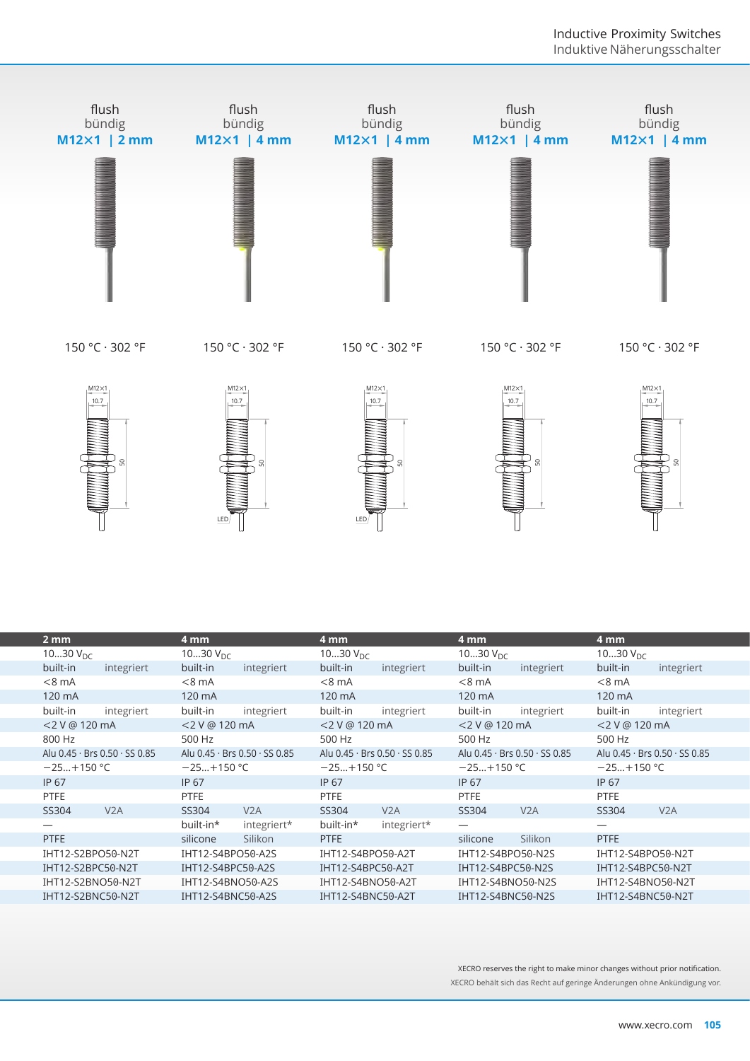| flush / bündig **M12×1 \| 2 mm** | flush / bündig **M12×1 \| 4 mm** | flush / bündig **M12×1 \| 4 mm** | flush / bündig **M12×1 \| 4 mm** | flush / bündig **M12×1 \| 4 mm** |
|---|---|---|---|---|
| 150 °C · 302 °F | 150 °C · 302 °F | 150 °C · 302 °F | 150 °C · 302 °F | 150 °C · 302 °F |

| 2 mm | | 4 mm | | 4 mm | | 4 mm | | 4 mm | |
|---|---|---|---|---|---|---|---|---|---|
| 10…30 $V_{DC}$ | | 10…30 $V_{DC}$ | | 10…30 $V_{DC}$ | | 10…30 $V_{DC}$ | | 10…30 $V_{DC}$ | |
| built-in | integriert | built-in | integriert | built-in | integriert | built-in | integriert | built-in | integriert |
| <8 mA | | <8 mA | | <8 mA | | <8 mA | | <8 mA | |
| 120 mA | | 120 mA | | 120 mA | | 120 mA | | 120 mA | |
| built-in | integriert | built-in | integriert | built-in | integriert | built-in | integriert | built-in | integriert |
| <2 V @ 120 mA | | <2 V @ 120 mA | | <2 V @ 120 mA | | <2 V @ 120 mA | | <2 V @ 120 mA | |
| 800 Hz | | 500 Hz | | 500 Hz | | 500 Hz | | 500 Hz | |
| Alu 0.45 · Brs 0.50 · SS 0.85 | | Alu 0.45 · Brs 0.50 · SS 0.85 | | Alu 0.45 · Brs 0.50 · SS 0.85 | | Alu 0.45 · Brs 0.50 · SS 0.85 | | Alu 0.45 · Brs 0.50 · SS 0.85 | |
| −25…+150 °C | | −25…+150 °C | | −25…+150 °C | | −25…+150 °C | | −25…+150 °C | |
| IP 67 | | IP 67 | | IP 67 | | IP 67 | | IP 67 | |
| PTFE | | PTFE | | PTFE | | PTFE | | PTFE | |
| SS304 | V2A | SS304 | V2A | SS304 | V2A | SS304 | V2A | SS304 | V2A |
| — | | built-in* | integriert* | built-in* | integriert* | — | | — | |
| PTFE | | silicone | Silikon | PTFE | | silicone | Silikon | PTFE | |
| IHT12-S2BPO50-N2T | | IHT12-S4BPO50-A2S | | IHT12-S4BPO50-A2T | | IHT12-S4BPO50-N2S | | IHT12-S4BPO50-N2T | |
| IHT12-S2BPC50-N2T | | IHT12-S4BPC50-A2S | | IHT12-S4BPC50-A2T | | IHT12-S4BPC50-N2S | | IHT12-S4BPC50-N2T | |
| IHT12-S2BNO50-N2T | | IHT12-S4BNO50-A2S | | IHT12-S4BNO50-A2T | | IHT12-S4BNO50-N2S | | IHT12-S4BNO50-N2T | |
| IHT12-S2BNC50-N2T | | IHT12-S4BNC50-A2S | | IHT12-S4BNC50-A2T | | IHT12-S4BNC50-N2S | | IHT12-S4BNC50-N2T | |

XECRO reserves the right to make minor changes without prior notification.
XECRO behält sich das Recht auf geringe Änderungen ohne Ankündigung vor.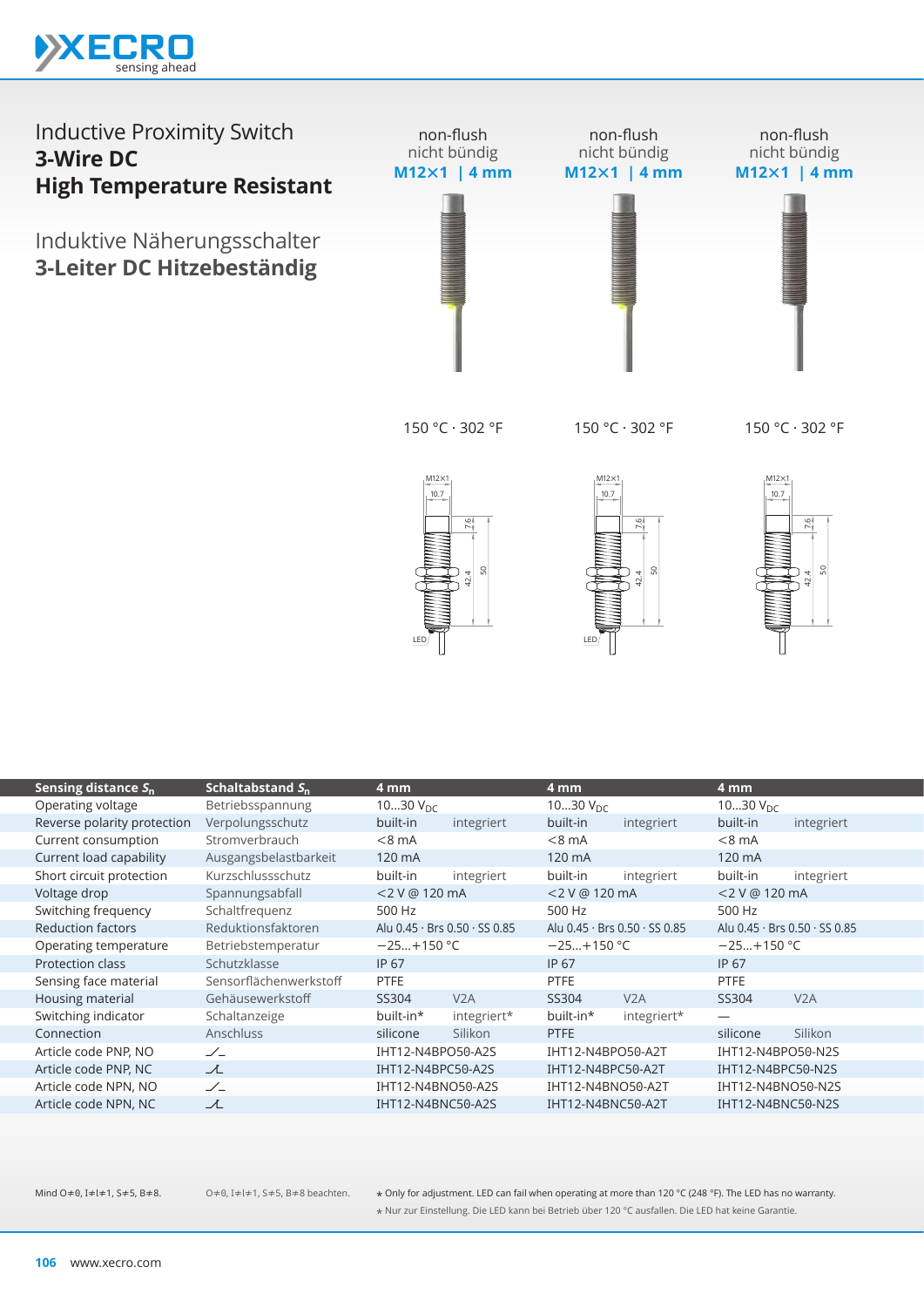# Inductive Proximity Switch
## 3-Wire DC
## High Temperature Resistant

# Induktive Näherungsschalter
## 3-Leiter DC Hitzebeständig

| non-flush nicht bündig M12×1 \| 4 mm | non-flush nicht bündig M12×1 \| 4 mm | non-flush nicht bündig M12×1 \| 4 mm |
|---|---|---|
| 150 °C · 302 °F | 150 °C · 302 °F | 150 °C · 302 °F |

| Sensing distance $S_n$ | Schaltabstand $S_n$ | 4 mm | | 4 mm | | 4 mm | |
|---|---|---|---|---|---|---|---|
| Operating voltage | Betriebsspannung | 10…30 $V_{DC}$ | | 10…30 $V_{DC}$ | | 10…30 $V_{DC}$ | |
| Reverse polarity protection | Verpolungsschutz | built-in | integriert | built-in | integriert | built-in | integriert |
| Current consumption | Stromverbrauch | <8 mA | | <8 mA | | <8 mA | |
| Current load capability | Ausgangsbelastbarkeit | 120 mA | | 120 mA | | 120 mA | |
| Short circuit protection | Kurzschlussschutz | built-in | integriert | built-in | integriert | built-in | integriert |
| Voltage drop | Spannungsabfall | <2 V @ 120 mA | | <2 V @ 120 mA | | <2 V @ 120 mA | |
| Switching frequency | Schaltfrequenz | 500 Hz | | 500 Hz | | 500 Hz | |
| Reduction factors | Reduktionsfaktoren | Alu 0.45 · Brs 0.50 · SS 0.85 | | Alu 0.45 · Brs 0.50 · SS 0.85 | | Alu 0.45 · Brs 0.50 · SS 0.85 | |
| Operating temperature | Betriebstemperatur | −25…+150 °C | | −25…+150 °C | | −25…+150 °C | |
| Protection class | Schutzklasse | IP 67 | | IP 67 | | IP 67 | |
| Sensing face material | Sensorflächenwerkstoff | PTFE | | PTFE | | PTFE | |
| Housing material | Gehäusewerkstoff | SS304 | V2A | SS304 | V2A | SS304 | V2A |
| Switching indicator | Schaltanzeige | built-in* | integriert* | built-in* | integriert* | — | |
| Connection | Anschluss | silicone | Silikon | PTFE | | silicone | Silikon |
| Article code PNP, NO | | IHT12-N4BPO50-A2S | | IHT12-N4BPO50-A2T | | IHT12-N4BPO50-N2S | |
| Article code PNP, NC | | IHT12-N4BPC50-A2S | | IHT12-N4BPC50-A2T | | IHT12-N4BPC50-N2S | |
| Article code NPN, NO | | IHT12-N4BNO50-A2S | | IHT12-N4BNO50-A2T | | IHT12-N4BNO50-N2S | |
| Article code NPN, NC | | IHT12-N4BNC50-A2S | | IHT12-N4BNC50-A2T | | IHT12-N4BNC50-N2S | |

Mind O≠0, I≠l≠1, S≠5, B≠8.

O≠0, I≠l≠1, S≠5, B≠8 beachten.

* Only for adjustment. LED can fail when operating at more than 120 °C (248 °F). The LED has no warranty.

* Nur zur Einstellung. Die LED kann bei Betrieb über 120 °C ausfallen. Die LED hat keine Garantie.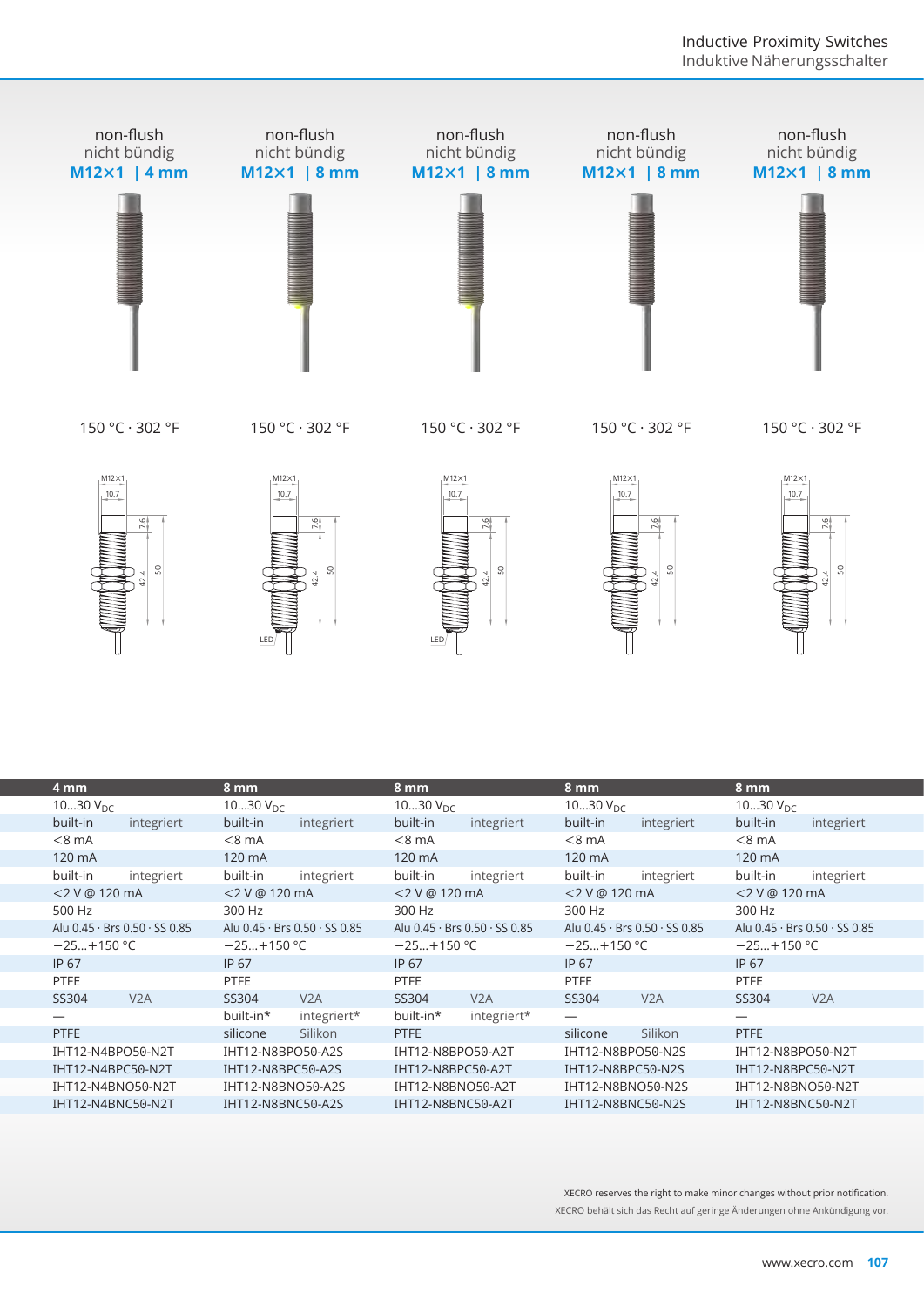| non-flush<br>nicht bündig<br>**M12×1 \| 4 mm** | non-flush<br>nicht bündig<br>**M12×1 \| 8 mm** | non-flush<br>nicht bündig<br>**M12×1 \| 8 mm** | non-flush<br>nicht bündig<br>**M12×1 \| 8 mm** | non-flush<br>nicht bündig<br>**M12×1 \| 8 mm** |
|---|---|---|---|---|
| 150 °C · 302 °F | 150 °C · 302 °F | 150 °C · 302 °F | 150 °C · 302 °F | 150 °C · 302 °F |

| 4 mm | | 8 mm | | 8 mm | | 8 mm | | 8 mm | |
|---|---|---|---|---|---|---|---|---|---|
| 10…30 $V_{DC}$ | | 10…30 $V_{DC}$ | | 10…30 $V_{DC}$ | | 10…30 $V_{DC}$ | | 10…30 $V_{DC}$ | |
| built-in | integriert | built-in | integriert | built-in | integriert | built-in | integriert | built-in | integriert |
| <8 mA | | <8 mA | | <8 mA | | <8 mA | | <8 mA | |
| 120 mA | | 120 mA | | 120 mA | | 120 mA | | 120 mA | |
| built-in | integriert | built-in | integriert | built-in | integriert | built-in | integriert | built-in | integriert |
| <2 V @ 120 mA | | <2 V @ 120 mA | | <2 V @ 120 mA | | <2 V @ 120 mA | | <2 V @ 120 mA | |
| 500 Hz | | 300 Hz | | 300 Hz | | 300 Hz | | 300 Hz | |
| Alu 0.45 · Brs 0.50 · SS 0.85 | | Alu 0.45 · Brs 0.50 · SS 0.85 | | Alu 0.45 · Brs 0.50 · SS 0.85 | | Alu 0.45 · Brs 0.50 · SS 0.85 | | Alu 0.45 · Brs 0.50 · SS 0.85 | |
| −25…+150 °C | | −25…+150 °C | | −25…+150 °C | | −25…+150 °C | | −25…+150 °C | |
| IP 67 | | IP 67 | | IP 67 | | IP 67 | | IP 67 | |
| PTFE | | PTFE | | PTFE | | PTFE | | PTFE | |
| SS304 | V2A | SS304 | V2A | SS304 | V2A | SS304 | V2A | SS304 | V2A |
| — | | built-in* | integriert* | built-in* | integriert* | — | | — | |
| PTFE | | silicone | Silikon | PTFE | | silicone | Silikon | PTFE | |
| IHT12-N4BPO50-N2T | | IHT12-N8BPO50-A2S | | IHT12-N8BPO50-A2T | | IHT12-N8BPO50-N2S | | IHT12-N8BPO50-N2T | |
| IHT12-N4BPC50-N2T | | IHT12-N8BPC50-A2S | | IHT12-N8BPC50-A2T | | IHT12-N8BPC50-N2S | | IHT12-N8BPC50-N2T | |
| IHT12-N4BNO50-N2T | | IHT12-N8BNO50-A2S | | IHT12-N8BNO50-A2T | | IHT12-N8BNO50-N2S | | IHT12-N8BNO50-N2T | |
| IHT12-N4BNC50-N2T | | IHT12-N8BNC50-A2S | | IHT12-N8BNC50-A2T | | IHT12-N8BNC50-N2S | | IHT12-N8BNC50-N2T | |

XECRO reserves the right to make minor changes without prior notification.
XECRO behält sich das Recht auf geringe Änderungen ohne Ankündigung vor.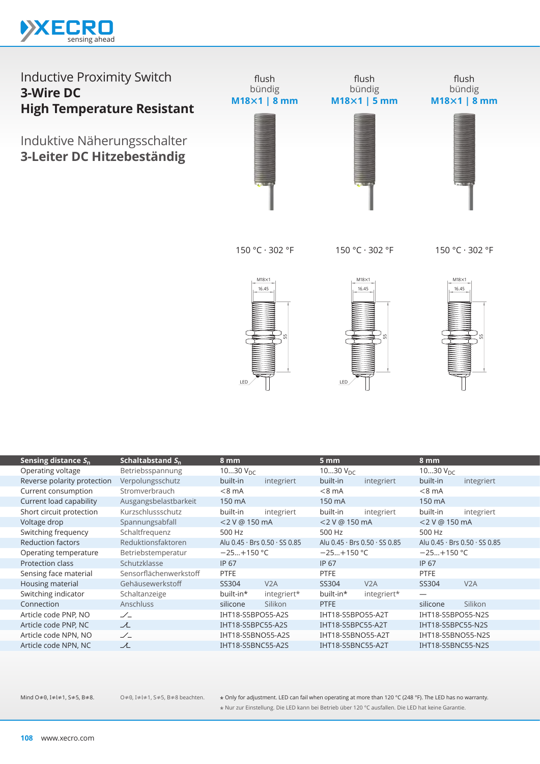# Inductive Proximity Switch
## 3-Wire DC
## High Temperature Resistant

# Induktive Näherungsschalter
## 3-Leiter DC Hitzebeständig

| | | flush / bündig **M18×1 \| 8 mm** | | flush / bündig **M18×1 \| 5 mm** | | flush / bündig **M18×1 \| 8 mm** | |
|---|---|---|---|---|---|---|---|
| | | 150 °C · 302 °F | | 150 °C · 302 °F | | 150 °C · 302 °F | |
| **Sensing distance $S_n$** | **Schaltabstand $S_n$** | **8 mm** | | **5 mm** | | **8 mm** | |
| Operating voltage | Betriebsspannung | 10…30 $V_{DC}$ | | 10…30 $V_{DC}$ | | 10…30 $V_{DC}$ | |
| Reverse polarity protection | Verpolungsschutz | built-in | integriert | built-in | integriert | built-in | integriert |
| Current consumption | Stromverbrauch | <8 mA | | <8 mA | | <8 mA | |
| Current load capability | Ausgangsbelastbarkeit | 150 mA | | 150 mA | | 150 mA | |
| Short circuit protection | Kurzschlussschutz | built-in | integriert | built-in | integriert | built-in | integriert |
| Voltage drop | Spannungsabfall | <2 V @ 150 mA | | <2 V @ 150 mA | | <2 V @ 150 mA | |
| Switching frequency | Schaltfrequenz | 500 Hz | | 500 Hz | | 500 Hz | |
| Reduction factors | Reduktionsfaktoren | Alu 0.45 · Brs 0.50 · SS 0.85 | | Alu 0.45 · Brs 0.50 · SS 0.85 | | Alu 0.45 · Brs 0.50 · SS 0.85 | |
| Operating temperature | Betriebstemperatur | −25…+150 °C | | −25…+150 °C | | −25…+150 °C | |
| Protection class | Schutzklasse | IP 67 | | IP 67 | | IP 67 | |
| Sensing face material | Sensorflächenwerkstoff | PTFE | | PTFE | | PTFE | |
| Housing material | Gehäusewerkstoff | SS304 | V2A | SS304 | V2A | SS304 | V2A |
| Switching indicator | Schaltanzeige | built-in* | integriert* | built-in* | integriert* | — | |
| Connection | Anschluss | silicone | Silikon | PTFE | | silicone | Silikon |
| Article code PNP, NO | | IHT18-S5BPO55-A2S | | IHT18-S5BPO55-A2T | | IHT18-S5BPO55-N2S | |
| Article code PNP, NC | | IHT18-S5BPC55-A2S | | IHT18-S5BPC55-A2T | | IHT18-S5BPC55-N2S | |
| Article code NPN, NO | | IHT18-S5BNO55-A2S | | IHT18-S5BNO55-A2T | | IHT18-S5BNO55-N2S | |
| Article code NPN, NC | | IHT18-S5BNC55-A2S | | IHT18-S5BNC55-A2T | | IHT18-S5BNC55-N2S | |

Mind O≠0, I≠l≠1, S≠5, B≠8.

O≠0, I≠l≠1, S≠5, B≠8 beachten.

* Only for adjustment. LED can fail when operating at more than 120 °C (248 °F). The LED has no warranty.

* Nur zur Einstellung. Die LED kann bei Betrieb über 120 °C ausfallen. Die LED hat keine Garantie.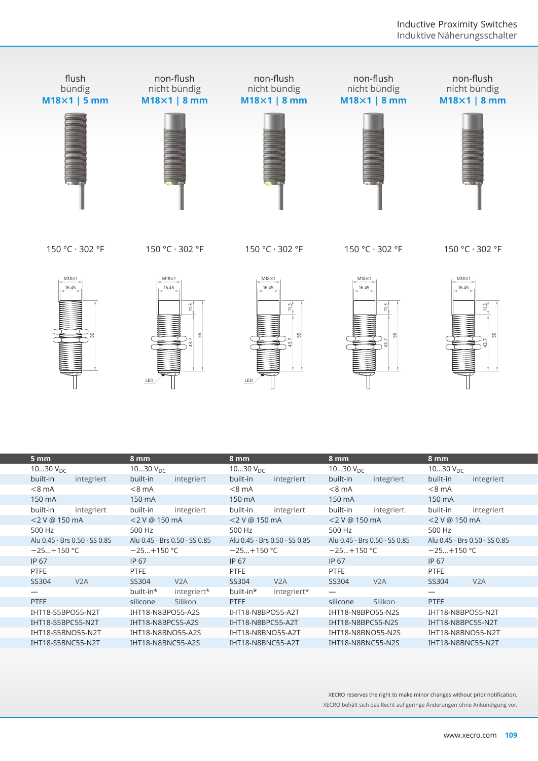| flush bündig **M18×1 \| 5 mm** | non-flush nicht bündig **M18×1 \| 8 mm** | non-flush nicht bündig **M18×1 \| 8 mm** | non-flush nicht bündig **M18×1 \| 8 mm** | non-flush nicht bündig **M18×1 \| 8 mm** |
|---|---|---|---|---|
| 150 °C · 302 °F | 150 °C · 302 °F | 150 °C · 302 °F | 150 °C · 302 °F | 150 °C · 302 °F |

M18×1 16.45 55 | M18×1 16.45 11.3 43.7 55 LED | M18×1 16.45 11.3 43.7 55 LED | M18×1 16.45 11.3 43.7 55 | M18×1 16.45 11.3 43.7 55

| **5 mm** | | **8 mm** | | **8 mm** | | **8 mm** | | **8 mm** | |
|---|---|---|---|---|---|---|---|---|---|
| 10…30 $V_{DC}$ | | 10…30 $V_{DC}$ | | 10…30 $V_{DC}$ | | 10…30 $V_{DC}$ | | 10…30 $V_{DC}$ | |
| built-in | integriert | built-in | integriert | built-in | integriert | built-in | integriert | built-in | integriert |
| <8 mA | | <8 mA | | <8 mA | | <8 mA | | <8 mA | |
| 150 mA | | 150 mA | | 150 mA | | 150 mA | | 150 mA | |
| built-in | integriert | built-in | integriert | built-in | integriert | built-in | integriert | built-in | integriert |
| <2 V @ 150 mA | | <2 V @ 150 mA | | <2 V @ 150 mA | | <2 V @ 150 mA | | <2 V @ 150 mA | |
| 500 Hz | | 500 Hz | | 500 Hz | | 500 Hz | | 500 Hz | |
| Alu 0.45 · Brs 0.50 · SS 0.85 | | Alu 0.45 · Brs 0.50 · SS 0.85 | | Alu 0.45 · Brs 0.50 · SS 0.85 | | Alu 0.45 · Brs 0.50 · SS 0.85 | | Alu 0.45 · Brs 0.50 · SS 0.85 | |
| −25…+150 °C | | −25…+150 °C | | −25…+150 °C | | −25…+150 °C | | −25…+150 °C | |
| IP 67 | | IP 67 | | IP 67 | | IP 67 | | IP 67 | |
| PTFE | | PTFE | | PTFE | | PTFE | | PTFE | |
| SS304 | V2A | SS304 | V2A | SS304 | V2A | SS304 | V2A | SS304 | V2A |
| — | | built-in* | integriert* | built-in* | integriert* | — | | — | |
| PTFE | | silicone | Silikon | PTFE | | silicone | Silikon | PTFE | |
| IHT18-S5BPO55-N2T | | IHT18-N8BPO55-A2S | | IHT18-N8BPO55-A2T | | IHT18-N8BPO55-N2S | | IHT18-N8BPO55-N2T | |
| IHT18-S5BPC55-N2T | | IHT18-N8BPC55-A2S | | IHT18-N8BPC55-A2T | | IHT18-N8BPC55-N2S | | IHT18-N8BPC55-N2T | |
| IHT18-S5BNO55-N2T | | IHT18-N8BNO55-A2S | | IHT18-N8BNO55-A2T | | IHT18-N8BNO55-N2S | | IHT18-N8BNO55-N2T | |
| IHT18-S5BNC55-N2T | | IHT18-N8BNC55-A2S | | IHT18-N8BNC55-A2T | | IHT18-N8BNC55-N2S | | IHT18-N8BNC55-N2T | |

XECRO reserves the right to make minor changes without prior notification.
XECRO behält sich das Recht auf geringe Änderungen ohne Ankündigung vor.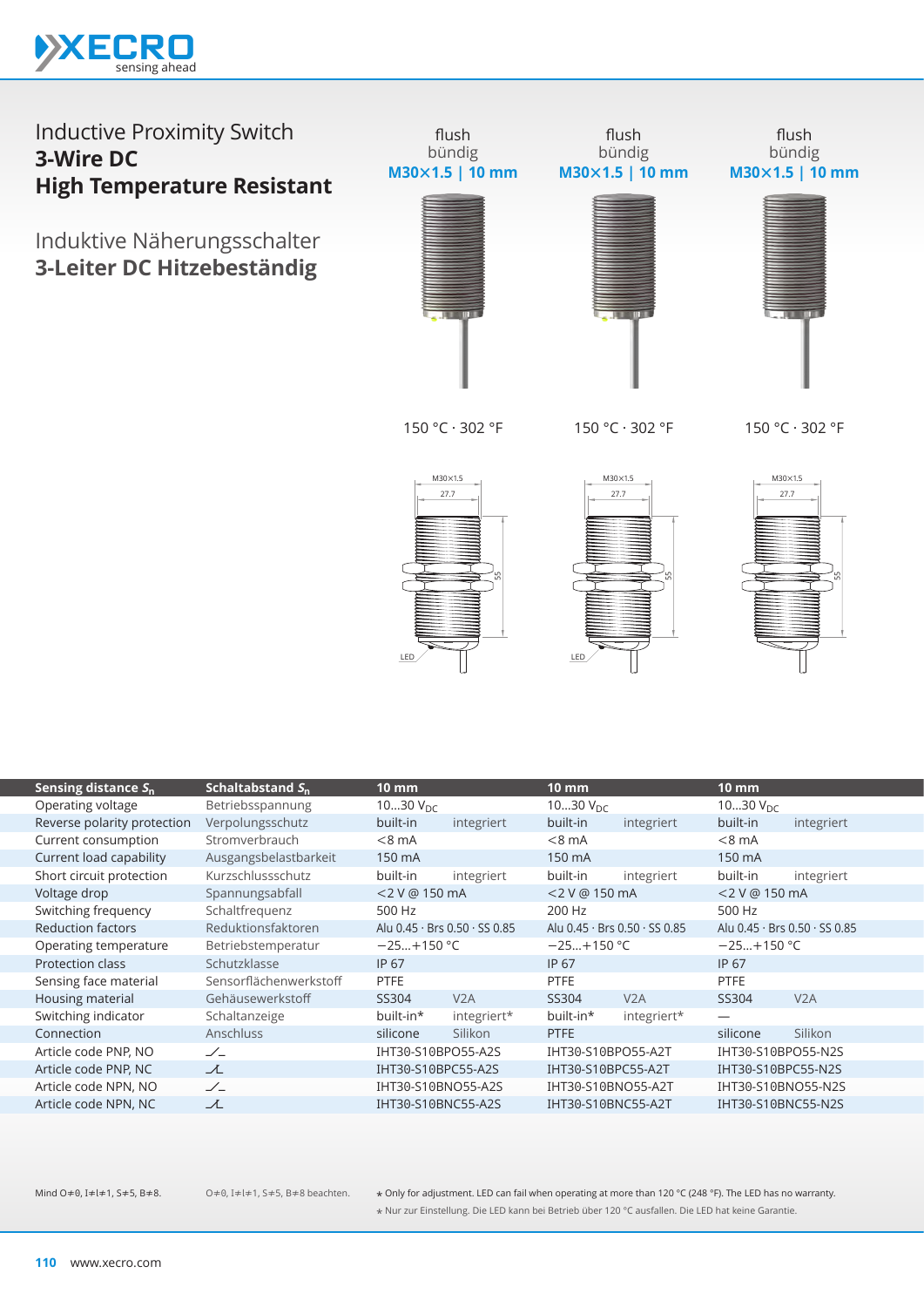# Inductive Proximity Switch
## 3-Wire DC
## High Temperature Resistant

# Induktive Näherungsschalter
## 3-Leiter DC Hitzebeständig

| flush / bündig | flush / bündig | flush / bündig |
|---|---|---|
| **M30×1.5 \| 10 mm** | **M30×1.5 \| 10 mm** | **M30×1.5 \| 10 mm** |
| 150 °C · 302 °F | 150 °C · 302 °F | 150 °C · 302 °F |

| **Sensing distance $S_n$** | **Schaltabstand $S_n$** | **10 mm** | | **10 mm** | | **10 mm** | |
|---|---|---|---|---|---|---|---|
| Operating voltage | Betriebsspannung | 10…30 $V_{DC}$ | | 10…30 $V_{DC}$ | | 10…30 $V_{DC}$ | |
| Reverse polarity protection | Verpolungsschutz | built-in | integriert | built-in | integriert | built-in | integriert |
| Current consumption | Stromverbrauch | <8 mA | | <8 mA | | <8 mA | |
| Current load capability | Ausgangsbelastbarkeit | 150 mA | | 150 mA | | 150 mA | |
| Short circuit protection | Kurzschlussschutz | built-in | integriert | built-in | integriert | built-in | integriert |
| Voltage drop | Spannungsabfall | <2 V @ 150 mA | | <2 V @ 150 mA | | <2 V @ 150 mA | |
| Switching frequency | Schaltfrequenz | 500 Hz | | 200 Hz | | 500 Hz | |
| Reduction factors | Reduktionsfaktoren | Alu 0.45 · Brs 0.50 · SS 0.85 | | Alu 0.45 · Brs 0.50 · SS 0.85 | | Alu 0.45 · Brs 0.50 · SS 0.85 | |
| Operating temperature | Betriebstemperatur | −25…+150 °C | | −25…+150 °C | | −25…+150 °C | |
| Protection class | Schutzklasse | IP 67 | | IP 67 | | IP 67 | |
| Sensing face material | Sensorflächenwerkstoff | PTFE | | PTFE | | PTFE | |
| Housing material | Gehäusewerkstoff | SS304 | V2A | SS304 | V2A | SS304 | V2A |
| Switching indicator | Schaltanzeige | built-in* | integriert* | built-in* | integriert* | — | |
| Connection | Anschluss | silicone | Silikon | PTFE | | silicone | Silikon |
| Article code PNP, NO | | IHT30-S10BPO55-A2S | | IHT30-S10BPO55-A2T | | IHT30-S10BPO55-N2S | |
| Article code PNP, NC | | IHT30-S10BPC55-A2S | | IHT30-S10BPC55-A2T | | IHT30-S10BPC55-N2S | |
| Article code NPN, NO | | IHT30-S10BNO55-A2S | | IHT30-S10BNO55-A2T | | IHT30-S10BNO55-N2S | |
| Article code NPN, NC | | IHT30-S10BNC55-A2S | | IHT30-S10BNC55-A2T | | IHT30-S10BNC55-N2S | |

Mind O≠0, I≠l≠1, S≠5, B≠8.

O≠0, I≠l≠1, S≠5, B≠8 beachten.

* Only for adjustment. LED can fail when operating at more than 120 °C (248 °F). The LED has no warranty.

* Nur zur Einstellung. Die LED kann bei Betrieb über 120 °C ausfallen. Die LED hat keine Garantie.

www.xecro.com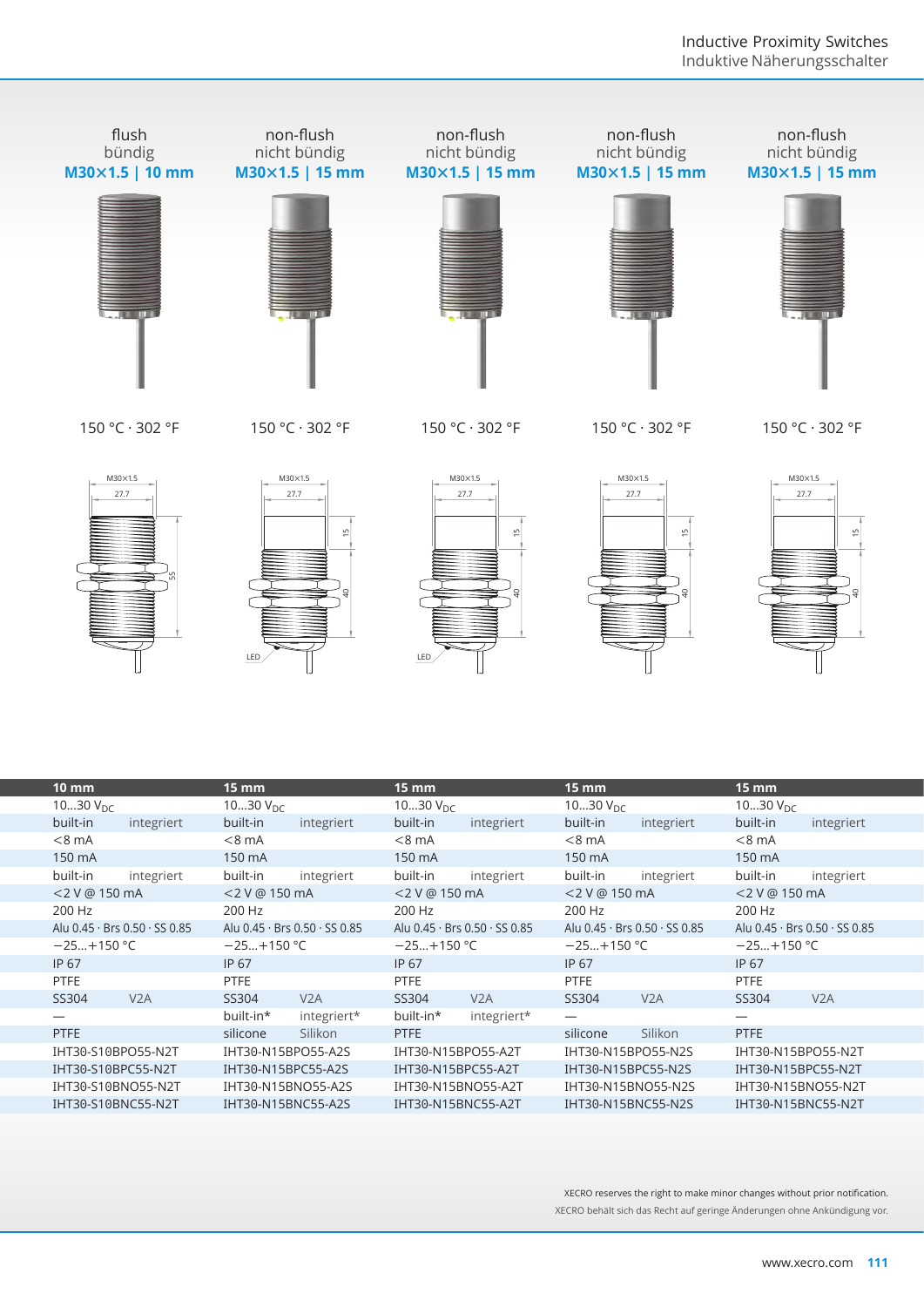| flush bündig M30×1.5 \| 10 mm | non-flush nicht bündig M30×1.5 \| 15 mm | non-flush nicht bündig M30×1.5 \| 15 mm | non-flush nicht bündig M30×1.5 \| 15 mm | non-flush nicht bündig M30×1.5 \| 15 mm |
|---|---|---|---|---|
| 150 °C · 302 °F | 150 °C · 302 °F | 150 °C · 302 °F | 150 °C · 302 °F | 150 °C · 302 °F |

| 10 mm | 15 mm | 15 mm | 15 mm | 15 mm |
|---|---|---|---|---|
| 10…30 $V_{DC}$ | 10…30 $V_{DC}$ | 10…30 $V_{DC}$ | 10…30 $V_{DC}$ | 10…30 $V_{DC}$ |
| built-in integriert | built-in integriert | built-in integriert | built-in integriert | built-in integriert |
| <8 mA | <8 mA | <8 mA | <8 mA | <8 mA |
| 150 mA | 150 mA | 150 mA | 150 mA | 150 mA |
| built-in integriert | built-in integriert | built-in integriert | built-in integriert | built-in integriert |
| <2 V @ 150 mA | <2 V @ 150 mA | <2 V @ 150 mA | <2 V @ 150 mA | <2 V @ 150 mA |
| 200 Hz | 200 Hz | 200 Hz | 200 Hz | 200 Hz |
| Alu 0.45 · Brs 0.50 · SS 0.85 | Alu 0.45 · Brs 0.50 · SS 0.85 | Alu 0.45 · Brs 0.50 · SS 0.85 | Alu 0.45 · Brs 0.50 · SS 0.85 | Alu 0.45 · Brs 0.50 · SS 0.85 |
| −25…+150 °C | −25…+150 °C | −25…+150 °C | −25…+150 °C | −25…+150 °C |
| IP 67 | IP 67 | IP 67 | IP 67 | IP 67 |
| PTFE | PTFE | PTFE | PTFE | PTFE |
| SS304 V2A | SS304 V2A | SS304 V2A | SS304 V2A | SS304 V2A |
| — | built-in* integriert* | built-in* integriert* | — | — |
| PTFE | silicone Silikon | PTFE | silicone Silikon | PTFE |
| IHT30-S10BPO55-N2T | IHT30-N15BPO55-A2S | IHT30-N15BPO55-A2T | IHT30-N15BPO55-N2S | IHT30-N15BPO55-N2T |
| IHT30-S10BPC55-N2T | IHT30-N15BPC55-A2S | IHT30-N15BPC55-A2T | IHT30-N15BPC55-N2S | IHT30-N15BPC55-N2T |
| IHT30-S10BNO55-N2T | IHT30-N15BNO55-A2S | IHT30-N15BNO55-A2T | IHT30-N15BNO55-N2S | IHT30-N15BNO55-N2T |
| IHT30-S10BNC55-N2T | IHT30-N15BNC55-A2S | IHT30-N15BNC55-A2T | IHT30-N15BNC55-N2S | IHT30-N15BNC55-N2T |

XECRO reserves the right to make minor changes without prior notification.
XECRO behält sich das Recht auf geringe Änderungen ohne Ankündigung vor.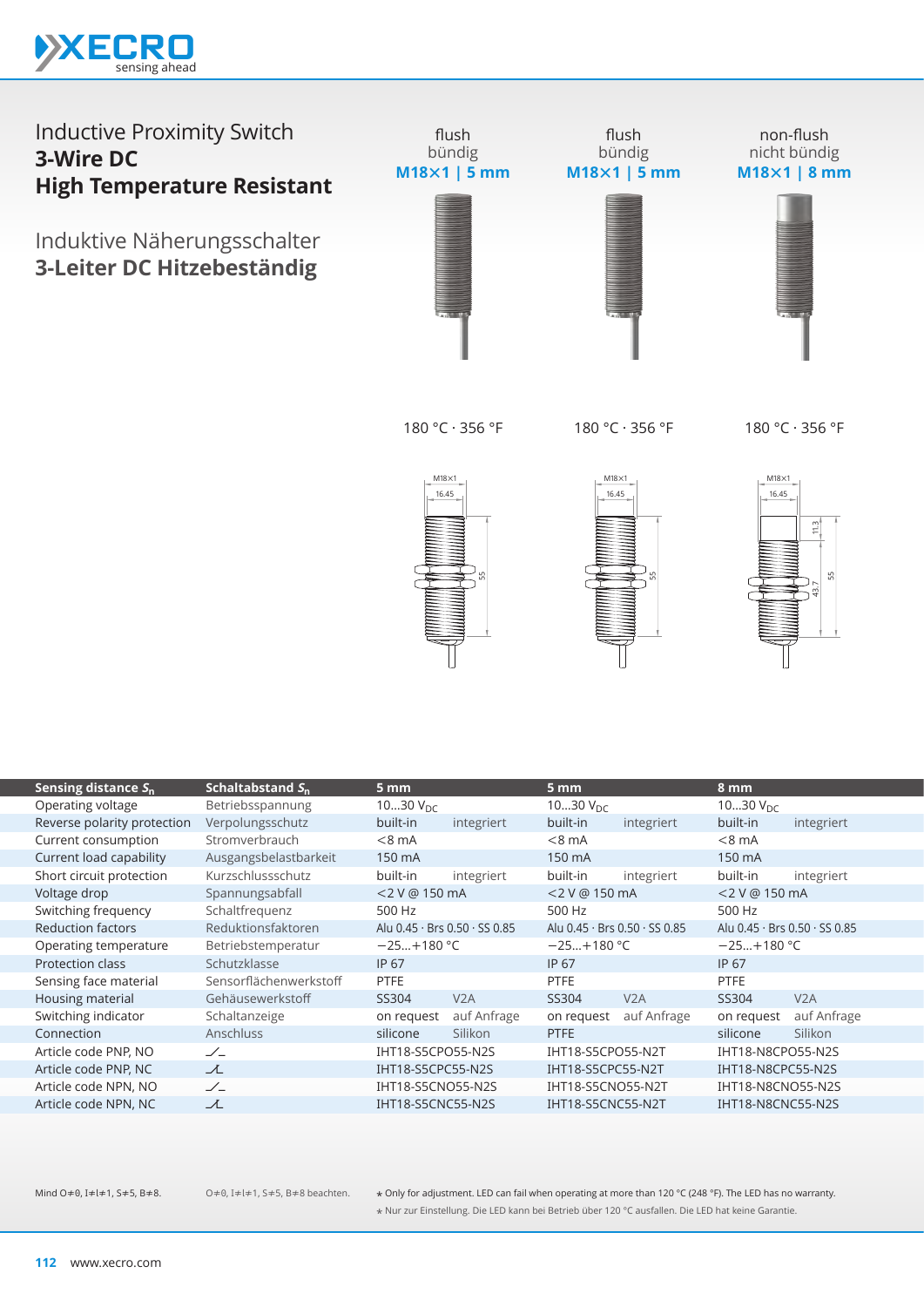Inductive Proximity Switch
**3-Wire DC**
**High Temperature Resistant**

Induktive Näherungsschalter
**3-Leiter DC Hitzebeständig**

| flush / bündig | flush / bündig | non-flush / nicht bündig |
|---|---|---|
| **M18×1 \| 5 mm** | **M18×1 \| 5 mm** | **M18×1 \| 8 mm** |
| 180 °C · 356 °F | 180 °C · 356 °F | 180 °C · 356 °F |

| **Sensing distance $S_n$** | **Schaltabstand $S_n$** | **5 mm** | | **5 mm** | | **8 mm** | |
|---|---|---|---|---|---|---|---|
| Operating voltage | Betriebsspannung | 10…30 $V_{DC}$ | | 10…30 $V_{DC}$ | | 10…30 $V_{DC}$ | |
| Reverse polarity protection | Verpolungsschutz | built-in | integriert | built-in | integriert | built-in | integriert |
| Current consumption | Stromverbrauch | <8 mA | | <8 mA | | <8 mA | |
| Current load capability | Ausgangsbelastbarkeit | 150 mA | | 150 mA | | 150 mA | |
| Short circuit protection | Kurzschlussschutz | built-in | integriert | built-in | integriert | built-in | integriert |
| Voltage drop | Spannungsabfall | <2 V @ 150 mA | | <2 V @ 150 mA | | <2 V @ 150 mA | |
| Switching frequency | Schaltfrequenz | 500 Hz | | 500 Hz | | 500 Hz | |
| Reduction factors | Reduktionsfaktoren | Alu 0.45 · Brs 0.50 · SS 0.85 | | Alu 0.45 · Brs 0.50 · SS 0.85 | | Alu 0.45 · Brs 0.50 · SS 0.85 | |
| Operating temperature | Betriebstemperatur | −25…+180 °C | | −25…+180 °C | | −25…+180 °C | |
| Protection class | Schutzklasse | IP 67 | | IP 67 | | IP 67 | |
| Sensing face material | Sensorflächenwerkstoff | PTFE | | PTFE | | PTFE | |
| Housing material | Gehäusewerkstoff | SS304 | V2A | SS304 | V2A | SS304 | V2A |
| Switching indicator | Schaltanzeige | on request | auf Anfrage | on request | auf Anfrage | on request | auf Anfrage |
| Connection | Anschluss | silicone | Silikon | PTFE | | silicone | Silikon |
| Article code PNP, NO | ⁄_ | IHT18-S5CPO55-N2S | | IHT18-S5CPO55-N2T | | IHT18-N8CPO55-N2S | |
| Article code PNP, NC | ⁄̲ | IHT18-S5CPC55-N2S | | IHT18-S5CPC55-N2T | | IHT18-N8CPC55-N2S | |
| Article code NPN, NO | ⁄_ | IHT18-S5CNO55-N2S | | IHT18-S5CNO55-N2T | | IHT18-N8CNO55-N2S | |
| Article code NPN, NC | ⁄̲ | IHT18-S5CNC55-N2S | | IHT18-S5CNC55-N2T | | IHT18-N8CNC55-N2S | |

Mind O≠0, I≠l≠1, S≠5, B≠8.

O≠0, I≠l≠1, S≠5, B≠8 beachten.

⁎ Only for adjustment. LED can fail when operating at more than 120 °C (248 °F). The LED has no warranty.

⁎ Nur zur Einstellung. Die LED kann bei Betrieb über 120 °C ausfallen. Die LED hat keine Garantie.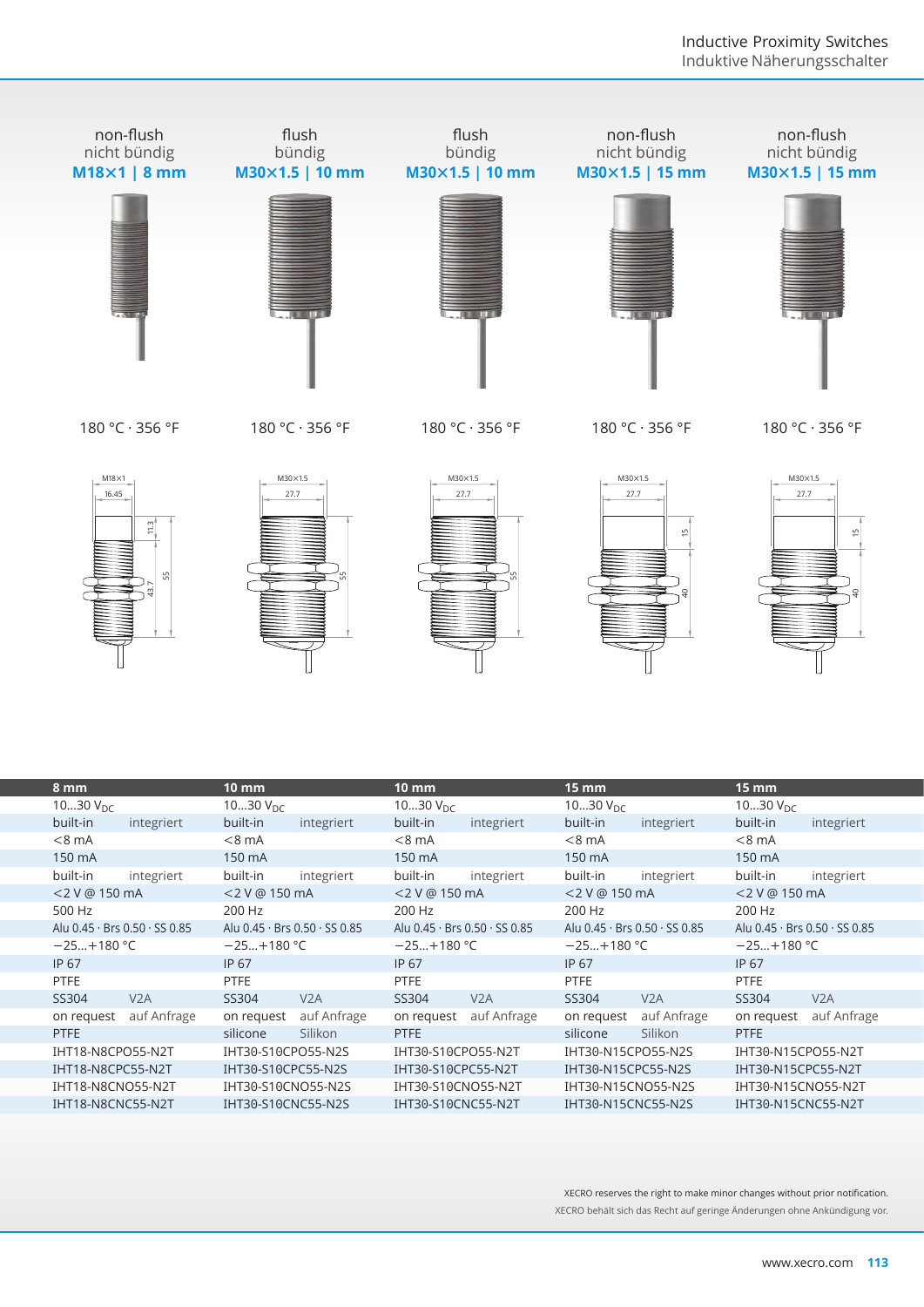| non-flush nicht bündig **M18×1 \| 8 mm** | flush bündig **M30×1.5 \| 10 mm** | flush bündig **M30×1.5 \| 10 mm** | non-flush nicht bündig **M30×1.5 \| 15 mm** | non-flush nicht bündig **M30×1.5 \| 15 mm** |
|---|---|---|---|---|
| 180 °C · 356 °F | 180 °C · 356 °F | 180 °C · 356 °F | 180 °C · 356 °F | 180 °C · 356 °F |

M18×1
16.45
11.3
43.7
55

M30×1.5
27.7
55

M30×1.5
27.7
55

M30×1.5
27.7
15
40

M30×1.5
27.7
15
40

| 8 mm | | 10 mm | | 10 mm | | 15 mm | | 15 mm | |
|---|---|---|---|---|---|---|---|---|---|
| 10…30 $V_{DC}$ | | 10…30 $V_{DC}$ | | 10…30 $V_{DC}$ | | 10…30 $V_{DC}$ | | 10…30 $V_{DC}$ | |
| built-in | integriert | built-in | integriert | built-in | integriert | built-in | integriert | built-in | integriert |
| <8 mA | | <8 mA | | <8 mA | | <8 mA | | <8 mA | |
| 150 mA | | 150 mA | | 150 mA | | 150 mA | | 150 mA | |
| built-in | integriert | built-in | integriert | built-in | integriert | built-in | integriert | built-in | integriert |
| <2 V @ 150 mA | | <2 V @ 150 mA | | <2 V @ 150 mA | | <2 V @ 150 mA | | <2 V @ 150 mA | |
| 500 Hz | | 200 Hz | | 200 Hz | | 200 Hz | | 200 Hz | |
| Alu 0.45 · Brs 0.50 · SS 0.85 | | Alu 0.45 · Brs 0.50 · SS 0.85 | | Alu 0.45 · Brs 0.50 · SS 0.85 | | Alu 0.45 · Brs 0.50 · SS 0.85 | | Alu 0.45 · Brs 0.50 · SS 0.85 | |
| −25…+180 °C | | −25…+180 °C | | −25…+180 °C | | −25…+180 °C | | −25…+180 °C | |
| IP 67 | | IP 67 | | IP 67 | | IP 67 | | IP 67 | |
| PTFE | | PTFE | | PTFE | | PTFE | | PTFE | |
| SS304 | V2A | SS304 | V2A | SS304 | V2A | SS304 | V2A | SS304 | V2A |
| on request | auf Anfrage | on request | auf Anfrage | on request | auf Anfrage | on request | auf Anfrage | on request | auf Anfrage |
| PTFE | | silicone | Silikon | PTFE | | silicone | Silikon | PTFE | |
| IHT18-N8CPO55-N2T | | IHT30-S10CPO55-N2S | | IHT30-S10CPO55-N2T | | IHT30-N15CPO55-N2S | | IHT30-N15CPO55-N2T | |
| IHT18-N8CPC55-N2T | | IHT30-S10CPC55-N2S | | IHT30-S10CPC55-N2T | | IHT30-N15CPC55-N2S | | IHT30-N15CPC55-N2T | |
| IHT18-N8CNO55-N2T | | IHT30-S10CNO55-N2S | | IHT30-S10CNO55-N2T | | IHT30-N15CNO55-N2S | | IHT30-N15CNO55-N2T | |
| IHT18-N8CNC55-N2T | | IHT30-S10CNC55-N2S | | IHT30-S10CNC55-N2T | | IHT30-N15CNC55-N2S | | IHT30-N15CNC55-N2T | |

XECRO reserves the right to make minor changes without prior notification.
XECRO behält sich das Recht auf geringe Änderungen ohne Ankündigung vor.